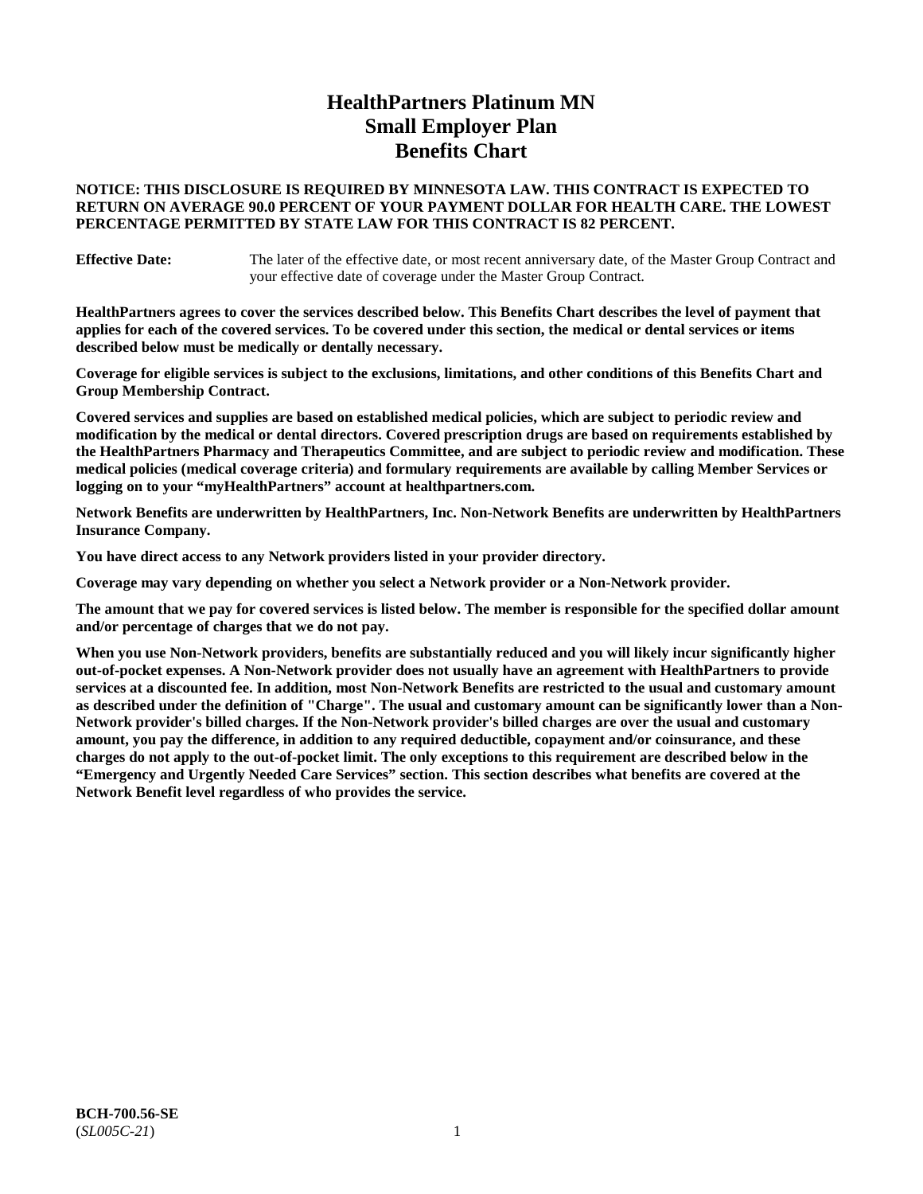# HealthPartners Platinum MN
# Small Employer Plan
# Benefits Chart

**NOTICE: THIS DISCLOSURE IS REQUIRED BY MINNESOTA LAW. THIS CONTRACT IS EXPECTED TO RETURN ON AVERAGE 90.0 PERCENT OF YOUR PAYMENT DOLLAR FOR HEALTH CARE. THE LOWEST PERCENTAGE PERMITTED BY STATE LAW FOR THIS CONTRACT IS 82 PERCENT.**

**Effective Date:** The later of the effective date, or most recent anniversary date, of the Master Group Contract and your effective date of coverage under the Master Group Contract.

**HealthPartners agrees to cover the services described below. This Benefits Chart describes the level of payment that applies for each of the covered services. To be covered under this section, the medical or dental services or items described below must be medically or dentally necessary.**

**Coverage for eligible services is subject to the exclusions, limitations, and other conditions of this Benefits Chart and Group Membership Contract.**

**Covered services and supplies are based on established medical policies, which are subject to periodic review and modification by the medical or dental directors. Covered prescription drugs are based on requirements established by the HealthPartners Pharmacy and Therapeutics Committee, and are subject to periodic review and modification. These medical policies (medical coverage criteria) and formulary requirements are available by calling Member Services or logging on to your "myHealthPartners" account at healthpartners.com.**

**Network Benefits are underwritten by HealthPartners, Inc. Non-Network Benefits are underwritten by HealthPartners Insurance Company.**

**You have direct access to any Network providers listed in your provider directory.**

**Coverage may vary depending on whether you select a Network provider or a Non-Network provider.**

**The amount that we pay for covered services is listed below. The member is responsible for the specified dollar amount and/or percentage of charges that we do not pay.**

**When you use Non-Network providers, benefits are substantially reduced and you will likely incur significantly higher out-of-pocket expenses. A Non-Network provider does not usually have an agreement with HealthPartners to provide services at a discounted fee. In addition, most Non-Network Benefits are restricted to the usual and customary amount as described under the definition of "Charge". The usual and customary amount can be significantly lower than a Non-Network provider's billed charges. If the Non-Network provider's billed charges are over the usual and customary amount, you pay the difference, in addition to any required deductible, copayment and/or coinsurance, and these charges do not apply to the out-of-pocket limit. The only exceptions to this requirement are described below in the "Emergency and Urgently Needed Care Services" section. This section describes what benefits are covered at the Network Benefit level regardless of who provides the service.**

**BCH-700.56-SE**
(*SL005C-21*)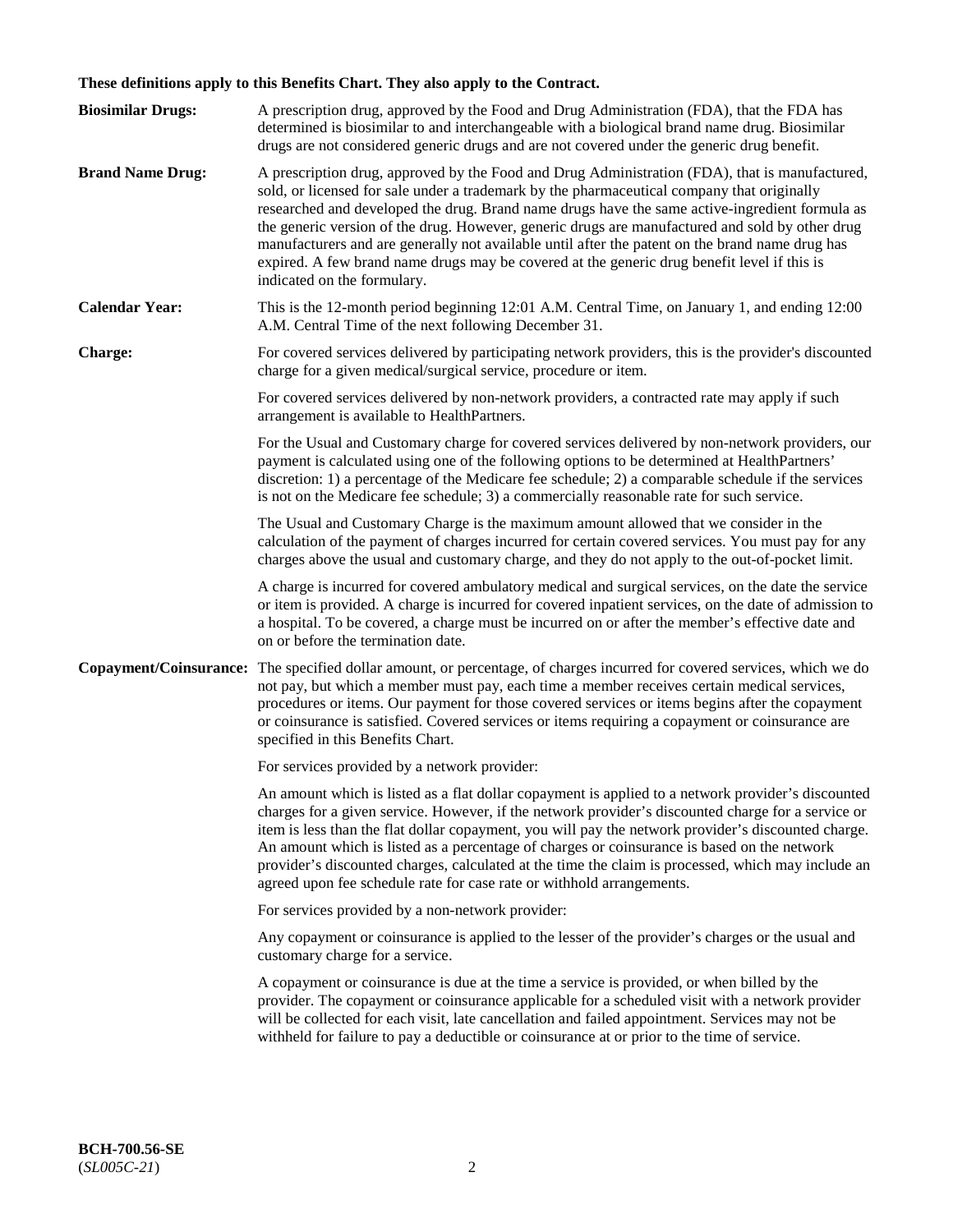**These definitions apply to this Benefits Chart. They also apply to the Contract.**

**Biosimilar Drugs:** A prescription drug, approved by the Food and Drug Administration (FDA), that the FDA has determined is biosimilar to and interchangeable with a biological brand name drug. Biosimilar drugs are not considered generic drugs and are not covered under the generic drug benefit.

**Brand Name Drug:** A prescription drug, approved by the Food and Drug Administration (FDA), that is manufactured, sold, or licensed for sale under a trademark by the pharmaceutical company that originally researched and developed the drug. Brand name drugs have the same active-ingredient formula as the generic version of the drug. However, generic drugs are manufactured and sold by other drug manufacturers and are generally not available until after the patent on the brand name drug has expired. A few brand name drugs may be covered at the generic drug benefit level if this is indicated on the formulary.

**Calendar Year:** This is the 12-month period beginning 12:01 A.M. Central Time, on January 1, and ending 12:00 A.M. Central Time of the next following December 31.

**Charge:** For covered services delivered by participating network providers, this is the provider's discounted charge for a given medical/surgical service, procedure or item.

For covered services delivered by non-network providers, a contracted rate may apply if such arrangement is available to HealthPartners.

For the Usual and Customary charge for covered services delivered by non-network providers, our payment is calculated using one of the following options to be determined at HealthPartners' discretion: 1) a percentage of the Medicare fee schedule; 2) a comparable schedule if the services is not on the Medicare fee schedule; 3) a commercially reasonable rate for such service.

The Usual and Customary Charge is the maximum amount allowed that we consider in the calculation of the payment of charges incurred for certain covered services. You must pay for any charges above the usual and customary charge, and they do not apply to the out-of-pocket limit.

A charge is incurred for covered ambulatory medical and surgical services, on the date the service or item is provided. A charge is incurred for covered inpatient services, on the date of admission to a hospital. To be covered, a charge must be incurred on or after the member's effective date and on or before the termination date.

**Copayment/Coinsurance:** The specified dollar amount, or percentage, of charges incurred for covered services, which we do not pay, but which a member must pay, each time a member receives certain medical services, procedures or items. Our payment for those covered services or items begins after the copayment or coinsurance is satisfied. Covered services or items requiring a copayment or coinsurance are specified in this Benefits Chart.

For services provided by a network provider:

An amount which is listed as a flat dollar copayment is applied to a network provider's discounted charges for a given service. However, if the network provider's discounted charge for a service or item is less than the flat dollar copayment, you will pay the network provider's discounted charge. An amount which is listed as a percentage of charges or coinsurance is based on the network provider's discounted charges, calculated at the time the claim is processed, which may include an agreed upon fee schedule rate for case rate or withhold arrangements.

For services provided by a non-network provider:

Any copayment or coinsurance is applied to the lesser of the provider's charges or the usual and customary charge for a service.

A copayment or coinsurance is due at the time a service is provided, or when billed by the provider. The copayment or coinsurance applicable for a scheduled visit with a network provider will be collected for each visit, late cancellation and failed appointment. Services may not be withheld for failure to pay a deductible or coinsurance at or prior to the time of service.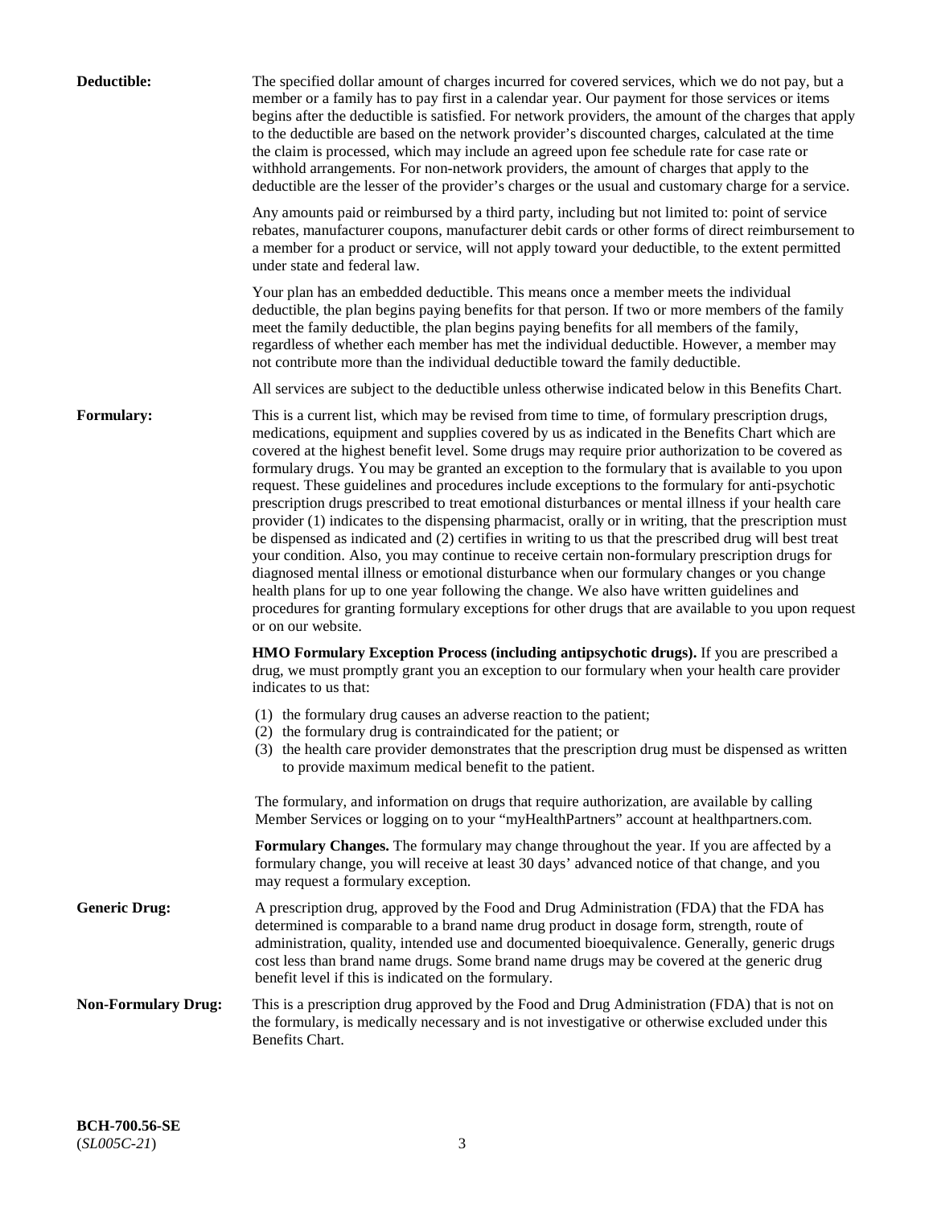**Deductible:** The specified dollar amount of charges incurred for covered services, which we do not pay, but a member or a family has to pay first in a calendar year. Our payment for those services or items begins after the deductible is satisfied. For network providers, the amount of the charges that apply to the deductible are based on the network provider's discounted charges, calculated at the time the claim is processed, which may include an agreed upon fee schedule rate for case rate or withhold arrangements. For non-network providers, the amount of charges that apply to the deductible are the lesser of the provider's charges or the usual and customary charge for a service.

Any amounts paid or reimbursed by a third party, including but not limited to: point of service rebates, manufacturer coupons, manufacturer debit cards or other forms of direct reimbursement to a member for a product or service, will not apply toward your deductible, to the extent permitted under state and federal law.

Your plan has an embedded deductible. This means once a member meets the individual deductible, the plan begins paying benefits for that person. If two or more members of the family meet the family deductible, the plan begins paying benefits for all members of the family, regardless of whether each member has met the individual deductible. However, a member may not contribute more than the individual deductible toward the family deductible.

All services are subject to the deductible unless otherwise indicated below in this Benefits Chart.

**Formulary:** This is a current list, which may be revised from time to time, of formulary prescription drugs, medications, equipment and supplies covered by us as indicated in the Benefits Chart which are covered at the highest benefit level. Some drugs may require prior authorization to be covered as formulary drugs. You may be granted an exception to the formulary that is available to you upon request. These guidelines and procedures include exceptions to the formulary for anti-psychotic prescription drugs prescribed to treat emotional disturbances or mental illness if your health care provider (1) indicates to the dispensing pharmacist, orally or in writing, that the prescription must be dispensed as indicated and (2) certifies in writing to us that the prescribed drug will best treat your condition. Also, you may continue to receive certain non-formulary prescription drugs for diagnosed mental illness or emotional disturbance when our formulary changes or you change health plans for up to one year following the change. We also have written guidelines and procedures for granting formulary exceptions for other drugs that are available to you upon request or on our website.

**HMO Formulary Exception Process (including antipsychotic drugs).** If you are prescribed a drug, we must promptly grant you an exception to our formulary when your health care provider indicates to us that:

(1) the formulary drug causes an adverse reaction to the patient;
(2) the formulary drug is contraindicated for the patient; or
(3) the health care provider demonstrates that the prescription drug must be dispensed as written to provide maximum medical benefit to the patient.

The formulary, and information on drugs that require authorization, are available by calling Member Services or logging on to your "myHealthPartners" account at healthpartners.com.

**Formulary Changes.** The formulary may change throughout the year. If you are affected by a formulary change, you will receive at least 30 days' advanced notice of that change, and you may request a formulary exception.

**Generic Drug:** A prescription drug, approved by the Food and Drug Administration (FDA) that the FDA has determined is comparable to a brand name drug product in dosage form, strength, route of administration, quality, intended use and documented bioequivalence. Generally, generic drugs cost less than brand name drugs. Some brand name drugs may be covered at the generic drug benefit level if this is indicated on the formulary.

**Non-Formulary Drug:** This is a prescription drug approved by the Food and Drug Administration (FDA) that is not on the formulary, is medically necessary and is not investigative or otherwise excluded under this Benefits Chart.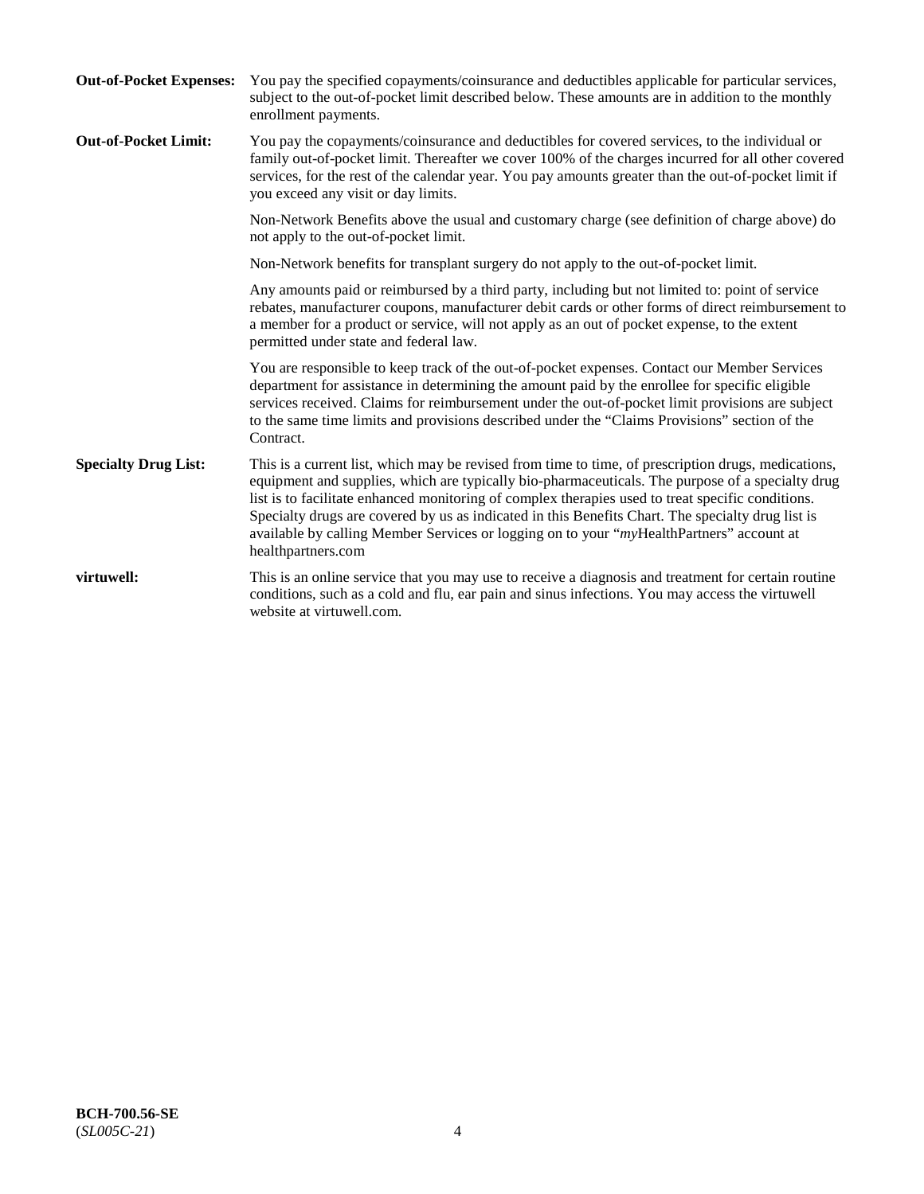**Out-of-Pocket Expenses:** You pay the specified copayments/coinsurance and deductibles applicable for particular services, subject to the out-of-pocket limit described below. These amounts are in addition to the monthly enrollment payments.

**Out-of-Pocket Limit:** You pay the copayments/coinsurance and deductibles for covered services, to the individual or family out-of-pocket limit. Thereafter we cover 100% of the charges incurred for all other covered services, for the rest of the calendar year. You pay amounts greater than the out-of-pocket limit if you exceed any visit or day limits.

Non-Network Benefits above the usual and customary charge (see definition of charge above) do not apply to the out-of-pocket limit.

Non-Network benefits for transplant surgery do not apply to the out-of-pocket limit.

Any amounts paid or reimbursed by a third party, including but not limited to: point of service rebates, manufacturer coupons, manufacturer debit cards or other forms of direct reimbursement to a member for a product or service, will not apply as an out of pocket expense, to the extent permitted under state and federal law.

You are responsible to keep track of the out-of-pocket expenses. Contact our Member Services department for assistance in determining the amount paid by the enrollee for specific eligible services received. Claims for reimbursement under the out-of-pocket limit provisions are subject to the same time limits and provisions described under the "Claims Provisions" section of the Contract.

**Specialty Drug List:** This is a current list, which may be revised from time to time, of prescription drugs, medications, equipment and supplies, which are typically bio-pharmaceuticals. The purpose of a specialty drug list is to facilitate enhanced monitoring of complex therapies used to treat specific conditions. Specialty drugs are covered by us as indicated in this Benefits Chart. The specialty drug list is available by calling Member Services or logging on to your "*my*HealthPartners" account at healthpartners.com

**virtuwell:** This is an online service that you may use to receive a diagnosis and treatment for certain routine conditions, such as a cold and flu, ear pain and sinus infections. You may access the virtuwell website at virtuwell.com.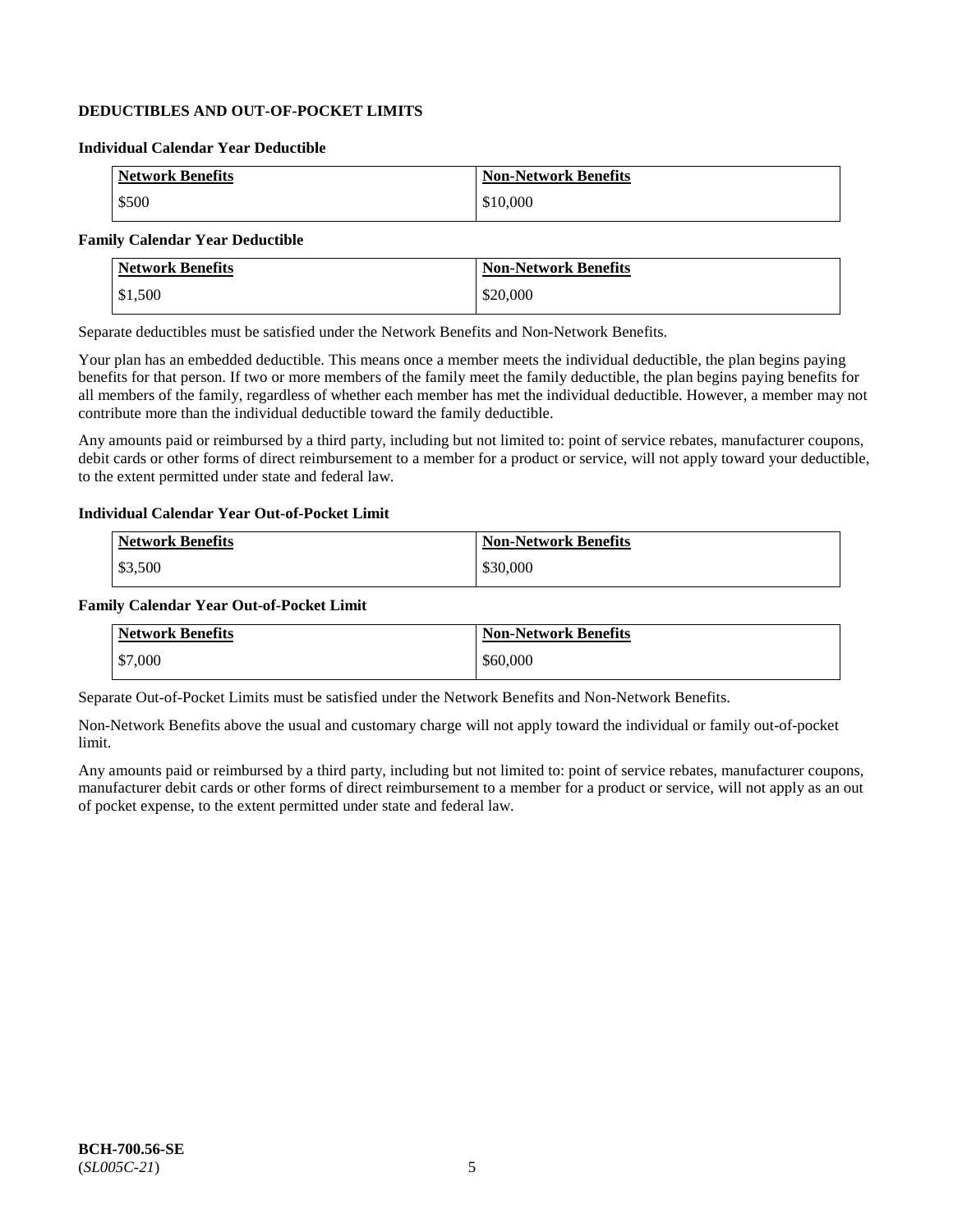## DEDUCTIBLES AND OUT-OF-POCKET LIMITS

### Individual Calendar Year Deductible

| Network Benefits | Non-Network Benefits |
|---|---|
| $500 | $10,000 |

### Family Calendar Year Deductible

| Network Benefits | Non-Network Benefits |
|---|---|
| $1,500 | $20,000 |

Separate deductibles must be satisfied under the Network Benefits and Non-Network Benefits.

Your plan has an embedded deductible. This means once a member meets the individual deductible, the plan begins paying benefits for that person. If two or more members of the family meet the family deductible, the plan begins paying benefits for all members of the family, regardless of whether each member has met the individual deductible. However, a member may not contribute more than the individual deductible toward the family deductible.

Any amounts paid or reimbursed by a third party, including but not limited to: point of service rebates, manufacturer coupons, debit cards or other forms of direct reimbursement to a member for a product or service, will not apply toward your deductible, to the extent permitted under state and federal law.

### Individual Calendar Year Out-of-Pocket Limit

| Network Benefits | Non-Network Benefits |
|---|---|
| $3,500 | $30,000 |

### Family Calendar Year Out-of-Pocket Limit

| Network Benefits | Non-Network Benefits |
|---|---|
| $7,000 | $60,000 |

Separate Out-of-Pocket Limits must be satisfied under the Network Benefits and Non-Network Benefits.

Non-Network Benefits above the usual and customary charge will not apply toward the individual or family out-of-pocket limit.

Any amounts paid or reimbursed by a third party, including but not limited to: point of service rebates, manufacturer coupons, manufacturer debit cards or other forms of direct reimbursement to a member for a product or service, will not apply as an out of pocket expense, to the extent permitted under state and federal law.

**BCH-700.56-SE**
(*SL005C-21*)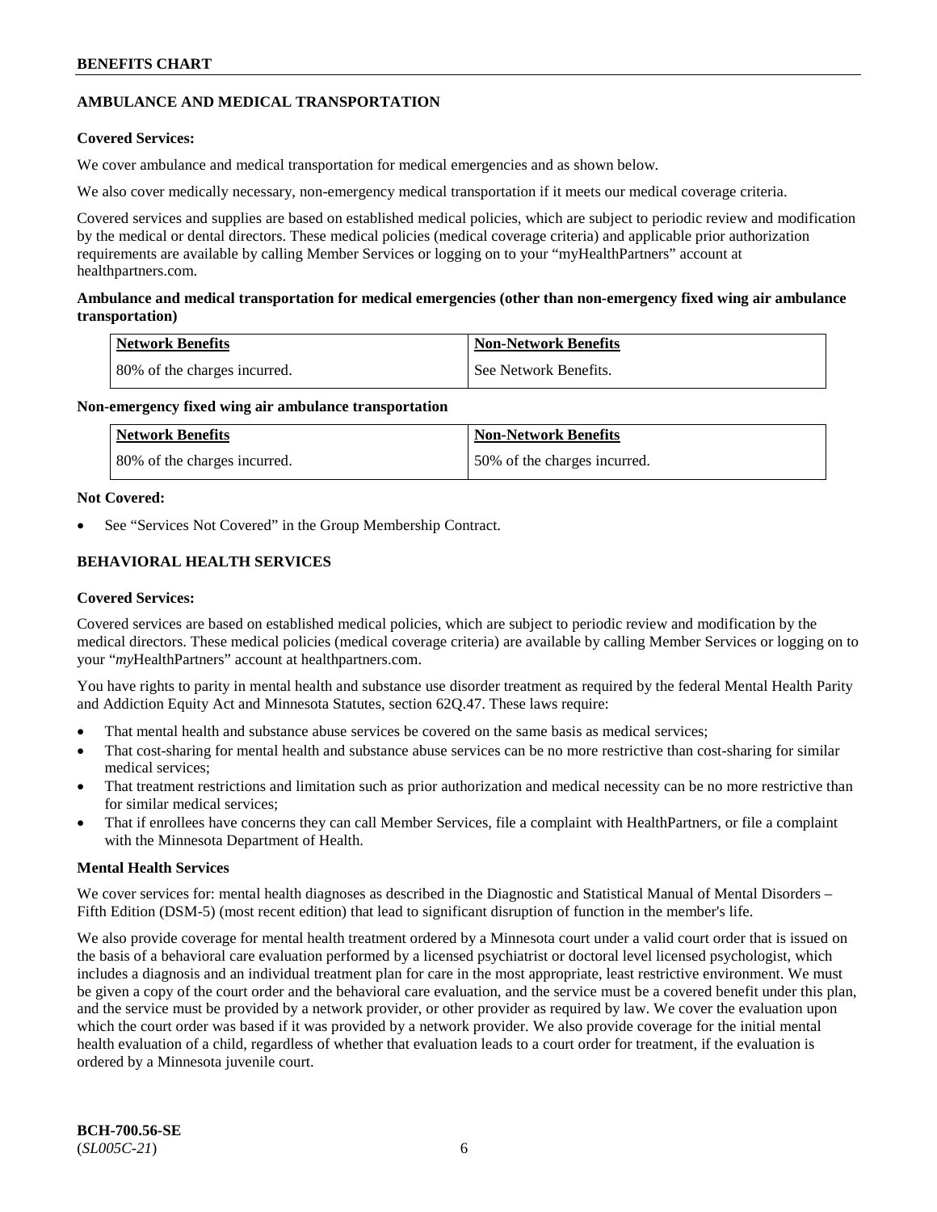## AMBULANCE AND MEDICAL TRANSPORTATION

**Covered Services:**

We cover ambulance and medical transportation for medical emergencies and as shown below.

We also cover medically necessary, non-emergency medical transportation if it meets our medical coverage criteria.

Covered services and supplies are based on established medical policies, which are subject to periodic review and modification by the medical or dental directors. These medical policies (medical coverage criteria) and applicable prior authorization requirements are available by calling Member Services or logging on to your "myHealthPartners" account at healthpartners.com.

**Ambulance and medical transportation for medical emergencies (other than non-emergency fixed wing air ambulance transportation)**

| Network Benefits | Non-Network Benefits |
|---|---|
| 80% of the charges incurred. | See Network Benefits. |

**Non-emergency fixed wing air ambulance transportation**

| Network Benefits | Non-Network Benefits |
|---|---|
| 80% of the charges incurred. | 50% of the charges incurred. |

**Not Covered:**

- See "Services Not Covered" in the Group Membership Contract.

## BEHAVIORAL HEALTH SERVICES

**Covered Services:**

Covered services are based on established medical policies, which are subject to periodic review and modification by the medical directors. These medical policies (medical coverage criteria) are available by calling Member Services or logging on to your "*my*HealthPartners" account at healthpartners.com.

You have rights to parity in mental health and substance use disorder treatment as required by the federal Mental Health Parity and Addiction Equity Act and Minnesota Statutes, section 62Q.47. These laws require:

- That mental health and substance abuse services be covered on the same basis as medical services;
- That cost-sharing for mental health and substance abuse services can be no more restrictive than cost-sharing for similar medical services;
- That treatment restrictions and limitation such as prior authorization and medical necessity can be no more restrictive than for similar medical services;
- That if enrollees have concerns they can call Member Services, file a complaint with HealthPartners, or file a complaint with the Minnesota Department of Health.

**Mental Health Services**

We cover services for: mental health diagnoses as described in the Diagnostic and Statistical Manual of Mental Disorders – Fifth Edition (DSM-5) (most recent edition) that lead to significant disruption of function in the member's life.

We also provide coverage for mental health treatment ordered by a Minnesota court under a valid court order that is issued on the basis of a behavioral care evaluation performed by a licensed psychiatrist or doctoral level licensed psychologist, which includes a diagnosis and an individual treatment plan for care in the most appropriate, least restrictive environment. We must be given a copy of the court order and the behavioral care evaluation, and the service must be a covered benefit under this plan, and the service must be provided by a network provider, or other provider as required by law. We cover the evaluation upon which the court order was based if it was provided by a network provider. We also provide coverage for the initial mental health evaluation of a child, regardless of whether that evaluation leads to a court order for treatment, if the evaluation is ordered by a Minnesota juvenile court.

**BCH-700.56-SE**
(*SL005C-21*)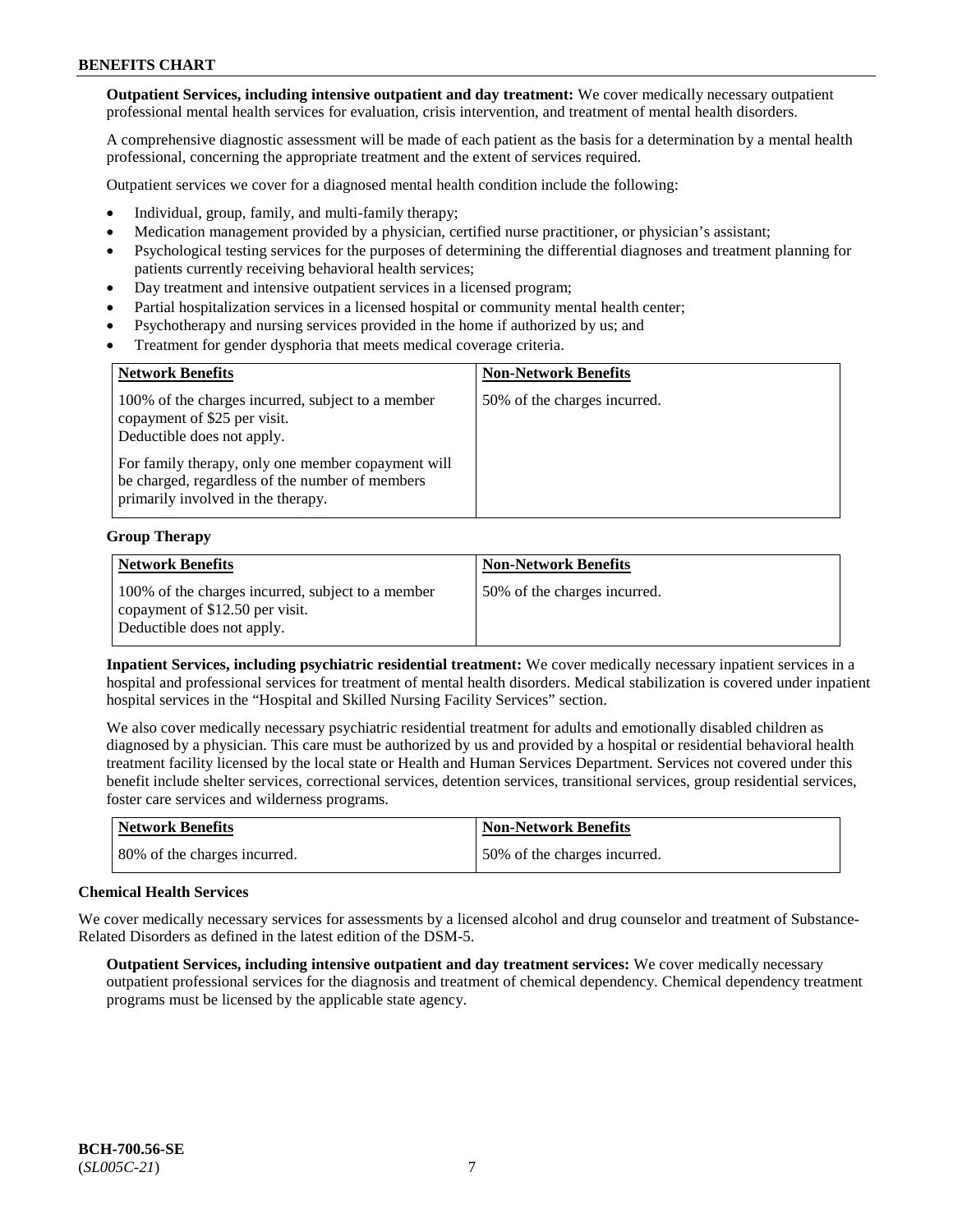**Outpatient Services, including intensive outpatient and day treatment:** We cover medically necessary outpatient professional mental health services for evaluation, crisis intervention, and treatment of mental health disorders.

A comprehensive diagnostic assessment will be made of each patient as the basis for a determination by a mental health professional, concerning the appropriate treatment and the extent of services required.

Outpatient services we cover for a diagnosed mental health condition include the following:

- Individual, group, family, and multi-family therapy;
- Medication management provided by a physician, certified nurse practitioner, or physician's assistant;
- Psychological testing services for the purposes of determining the differential diagnoses and treatment planning for patients currently receiving behavioral health services;
- Day treatment and intensive outpatient services in a licensed program;
- Partial hospitalization services in a licensed hospital or community mental health center;
- Psychotherapy and nursing services provided in the home if authorized by us; and
- Treatment for gender dysphoria that meets medical coverage criteria.

| Network Benefits | Non-Network Benefits |
|---|---|
| 100% of the charges incurred, subject to a member copayment of $25 per visit. Deductible does not apply.<br><br>For family therapy, only one member copayment will be charged, regardless of the number of members primarily involved in the therapy. | 50% of the charges incurred. |

**Group Therapy**

| Network Benefits | Non-Network Benefits |
|---|---|
| 100% of the charges incurred, subject to a member copayment of $12.50 per visit. Deductible does not apply. | 50% of the charges incurred. |

**Inpatient Services, including psychiatric residential treatment:** We cover medically necessary inpatient services in a hospital and professional services for treatment of mental health disorders. Medical stabilization is covered under inpatient hospital services in the "Hospital and Skilled Nursing Facility Services" section.

We also cover medically necessary psychiatric residential treatment for adults and emotionally disabled children as diagnosed by a physician. This care must be authorized by us and provided by a hospital or residential behavioral health treatment facility licensed by the local state or Health and Human Services Department. Services not covered under this benefit include shelter services, correctional services, detention services, transitional services, group residential services, foster care services and wilderness programs.

| Network Benefits | Non-Network Benefits |
|---|---|
| 80% of the charges incurred. | 50% of the charges incurred. |

**Chemical Health Services**

We cover medically necessary services for assessments by a licensed alcohol and drug counselor and treatment of Substance-Related Disorders as defined in the latest edition of the DSM-5.

**Outpatient Services, including intensive outpatient and day treatment services:** We cover medically necessary outpatient professional services for the diagnosis and treatment of chemical dependency. Chemical dependency treatment programs must be licensed by the applicable state agency.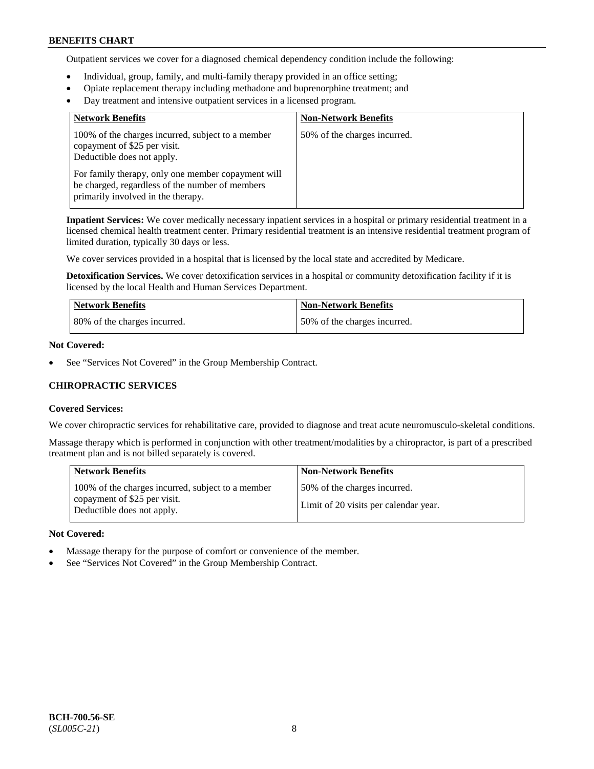Outpatient services we cover for a diagnosed chemical dependency condition include the following:

- Individual, group, family, and multi-family therapy provided in an office setting;
- Opiate replacement therapy including methadone and buprenorphine treatment; and
- Day treatment and intensive outpatient services in a licensed program.

| Network Benefits | Non-Network Benefits |
| --- | --- |
| 100% of the charges incurred, subject to a member copayment of $25 per visit. Deductible does not apply. For family therapy, only one member copayment will be charged, regardless of the number of members primarily involved in the therapy. | 50% of the charges incurred. |

**Inpatient Services:** We cover medically necessary inpatient services in a hospital or primary residential treatment in a licensed chemical health treatment center. Primary residential treatment is an intensive residential treatment program of limited duration, typically 30 days or less.

We cover services provided in a hospital that is licensed by the local state and accredited by Medicare.

**Detoxification Services.** We cover detoxification services in a hospital or community detoxification facility if it is licensed by the local Health and Human Services Department.

| Network Benefits | Non-Network Benefits |
| --- | --- |
| 80% of the charges incurred. | 50% of the charges incurred. |

**Not Covered:**

- See "Services Not Covered" in the Group Membership Contract.

## CHIROPRACTIC SERVICES

**Covered Services:**

We cover chiropractic services for rehabilitative care, provided to diagnose and treat acute neuromusculo-skeletal conditions.

Massage therapy which is performed in conjunction with other treatment/modalities by a chiropractor, is part of a prescribed treatment plan and is not billed separately is covered.

| Network Benefits | Non-Network Benefits |
| --- | --- |
| 100% of the charges incurred, subject to a member copayment of $25 per visit. Deductible does not apply. | 50% of the charges incurred. Limit of 20 visits per calendar year. |

**Not Covered:**

- Massage therapy for the purpose of comfort or convenience of the member.
- See "Services Not Covered" in the Group Membership Contract.

BCH-700.56-SE
(*SL005C-21*)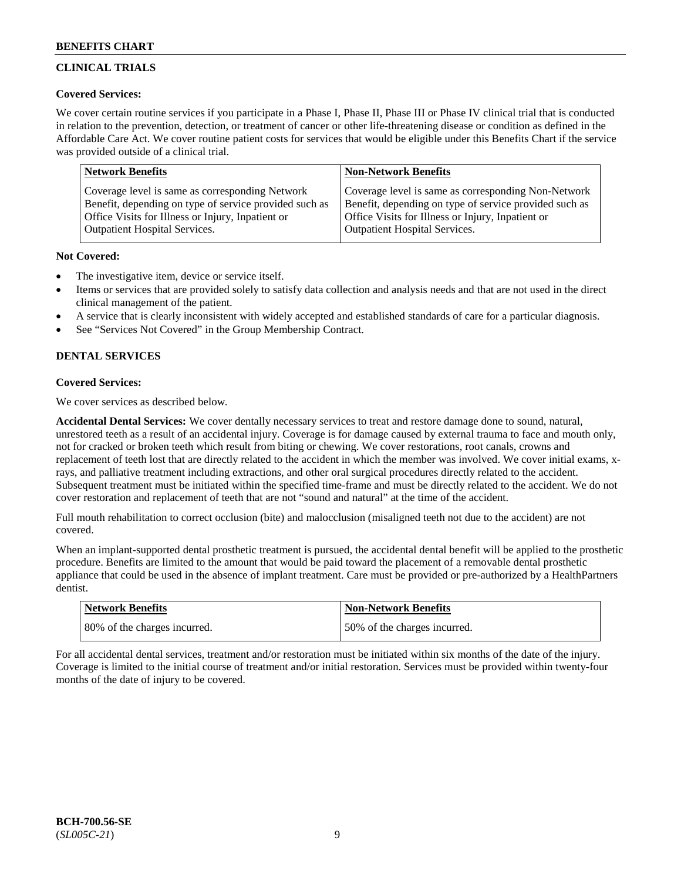## CLINICAL TRIALS

**Covered Services:**

We cover certain routine services if you participate in a Phase I, Phase II, Phase III or Phase IV clinical trial that is conducted in relation to the prevention, detection, or treatment of cancer or other life-threatening disease or condition as defined in the Affordable Care Act. We cover routine patient costs for services that would be eligible under this Benefits Chart if the service was provided outside of a clinical trial.

| Network Benefits | Non-Network Benefits |
|---|---|
| Coverage level is same as corresponding Network Benefit, depending on type of service provided such as Office Visits for Illness or Injury, Inpatient or Outpatient Hospital Services. | Coverage level is same as corresponding Non-Network Benefit, depending on type of service provided such as Office Visits for Illness or Injury, Inpatient or Outpatient Hospital Services. |

**Not Covered:**

- The investigative item, device or service itself.
- Items or services that are provided solely to satisfy data collection and analysis needs and that are not used in the direct clinical management of the patient.
- A service that is clearly inconsistent with widely accepted and established standards of care for a particular diagnosis.
- See "Services Not Covered" in the Group Membership Contract.

## DENTAL SERVICES

**Covered Services:**

We cover services as described below.

**Accidental Dental Services:** We cover dentally necessary services to treat and restore damage done to sound, natural, unrestored teeth as a result of an accidental injury. Coverage is for damage caused by external trauma to face and mouth only, not for cracked or broken teeth which result from biting or chewing. We cover restorations, root canals, crowns and replacement of teeth lost that are directly related to the accident in which the member was involved. We cover initial exams, x-rays, and palliative treatment including extractions, and other oral surgical procedures directly related to the accident. Subsequent treatment must be initiated within the specified time-frame and must be directly related to the accident. We do not cover restoration and replacement of teeth that are not "sound and natural" at the time of the accident.

Full mouth rehabilitation to correct occlusion (bite) and malocclusion (misaligned teeth not due to the accident) are not covered.

When an implant-supported dental prosthetic treatment is pursued, the accidental dental benefit will be applied to the prosthetic procedure. Benefits are limited to the amount that would be paid toward the placement of a removable dental prosthetic appliance that could be used in the absence of implant treatment. Care must be provided or pre-authorized by a HealthPartners dentist.

| Network Benefits | Non-Network Benefits |
|---|---|
| 80% of the charges incurred. | 50% of the charges incurred. |

For all accidental dental services, treatment and/or restoration must be initiated within six months of the date of the injury. Coverage is limited to the initial course of treatment and/or initial restoration. Services must be provided within twenty-four months of the date of injury to be covered.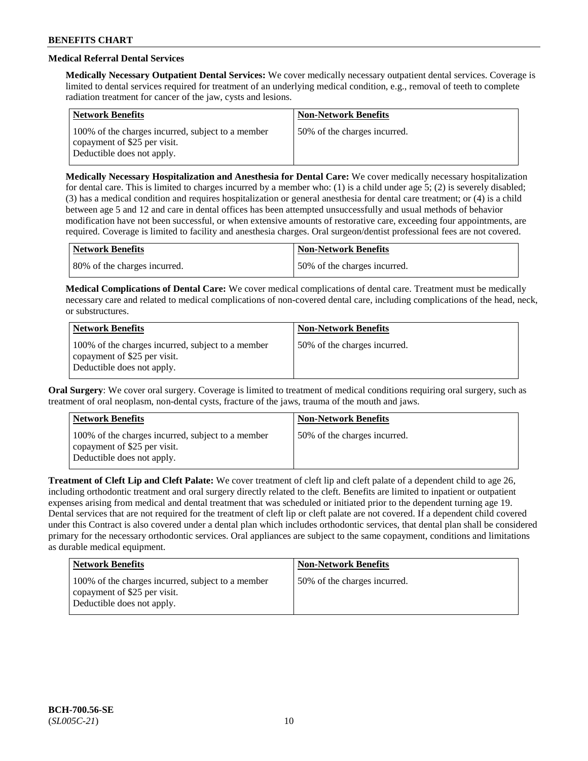### Medical Referral Dental Services

**Medically Necessary Outpatient Dental Services:** We cover medically necessary outpatient dental services. Coverage is limited to dental services required for treatment of an underlying medical condition, e.g., removal of teeth to complete radiation treatment for cancer of the jaw, cysts and lesions.

| Network Benefits | Non-Network Benefits |
|---|---|
| 100% of the charges incurred, subject to a member copayment of $25 per visit. Deductible does not apply. | 50% of the charges incurred. |

**Medically Necessary Hospitalization and Anesthesia for Dental Care:** We cover medically necessary hospitalization for dental care. This is limited to charges incurred by a member who: (1) is a child under age 5; (2) is severely disabled; (3) has a medical condition and requires hospitalization or general anesthesia for dental care treatment; or (4) is a child between age 5 and 12 and care in dental offices has been attempted unsuccessfully and usual methods of behavior modification have not been successful, or when extensive amounts of restorative care, exceeding four appointments, are required. Coverage is limited to facility and anesthesia charges. Oral surgeon/dentist professional fees are not covered.

| Network Benefits | Non-Network Benefits |
|---|---|
| 80% of the charges incurred. | 50% of the charges incurred. |

**Medical Complications of Dental Care:** We cover medical complications of dental care. Treatment must be medically necessary care and related to medical complications of non-covered dental care, including complications of the head, neck, or substructures.

| Network Benefits | Non-Network Benefits |
|---|---|
| 100% of the charges incurred, subject to a member copayment of $25 per visit. Deductible does not apply. | 50% of the charges incurred. |

**Oral Surgery**: We cover oral surgery. Coverage is limited to treatment of medical conditions requiring oral surgery, such as treatment of oral neoplasm, non-dental cysts, fracture of the jaws, trauma of the mouth and jaws.

| Network Benefits | Non-Network Benefits |
|---|---|
| 100% of the charges incurred, subject to a member copayment of $25 per visit. Deductible does not apply. | 50% of the charges incurred. |

**Treatment of Cleft Lip and Cleft Palate:** We cover treatment of cleft lip and cleft palate of a dependent child to age 26, including orthodontic treatment and oral surgery directly related to the cleft. Benefits are limited to inpatient or outpatient expenses arising from medical and dental treatment that was scheduled or initiated prior to the dependent turning age 19. Dental services that are not required for the treatment of cleft lip or cleft palate are not covered. If a dependent child covered under this Contract is also covered under a dental plan which includes orthodontic services, that dental plan shall be considered primary for the necessary orthodontic services. Oral appliances are subject to the same copayment, conditions and limitations as durable medical equipment.

| Network Benefits | Non-Network Benefits |
|---|---|
| 100% of the charges incurred, subject to a member copayment of $25 per visit. Deductible does not apply. | 50% of the charges incurred. |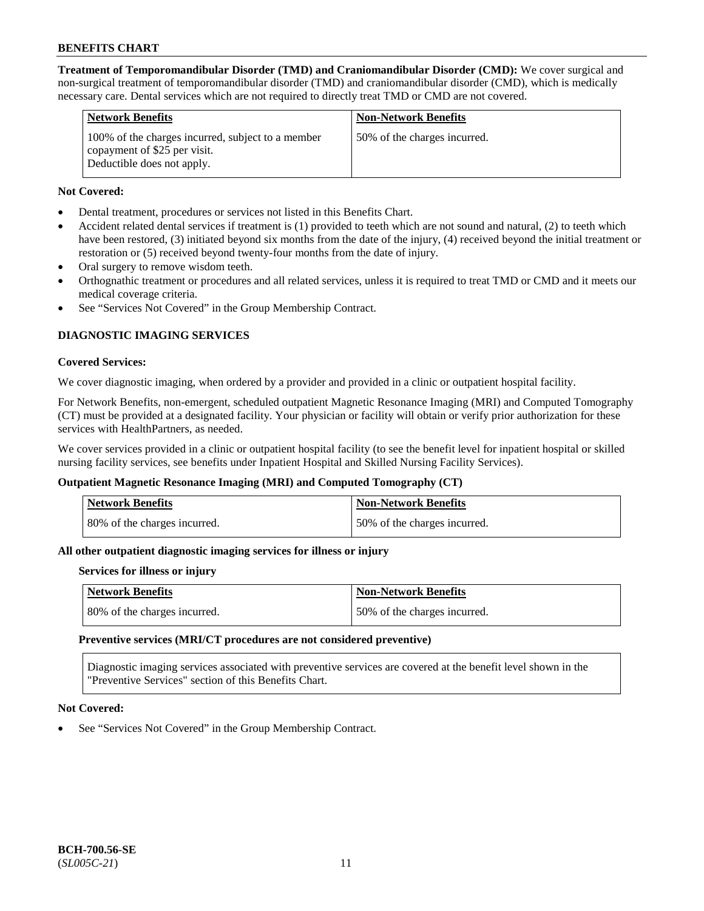**Treatment of Temporomandibular Disorder (TMD) and Craniomandibular Disorder (CMD):** We cover surgical and non-surgical treatment of temporomandibular disorder (TMD) and craniomandibular disorder (CMD), which is medically necessary care. Dental services which are not required to directly treat TMD or CMD are not covered.

| Network Benefits | Non-Network Benefits |
|---|---|
| 100% of the charges incurred, subject to a member copayment of $25 per visit. Deductible does not apply. | 50% of the charges incurred. |

**Not Covered:**

- Dental treatment, procedures or services not listed in this Benefits Chart.
- Accident related dental services if treatment is (1) provided to teeth which are not sound and natural, (2) to teeth which have been restored, (3) initiated beyond six months from the date of the injury, (4) received beyond the initial treatment or restoration or (5) received beyond twenty-four months from the date of injury.
- Oral surgery to remove wisdom teeth.
- Orthognathic treatment or procedures and all related services, unless it is required to treat TMD or CMD and it meets our medical coverage criteria.
- See "Services Not Covered" in the Group Membership Contract.

## DIAGNOSTIC IMAGING SERVICES

**Covered Services:**

We cover diagnostic imaging, when ordered by a provider and provided in a clinic or outpatient hospital facility.

For Network Benefits, non-emergent, scheduled outpatient Magnetic Resonance Imaging (MRI) and Computed Tomography (CT) must be provided at a designated facility. Your physician or facility will obtain or verify prior authorization for these services with HealthPartners, as needed.

We cover services provided in a clinic or outpatient hospital facility (to see the benefit level for inpatient hospital or skilled nursing facility services, see benefits under Inpatient Hospital and Skilled Nursing Facility Services).

**Outpatient Magnetic Resonance Imaging (MRI) and Computed Tomography (CT)**

| Network Benefits | Non-Network Benefits |
|---|---|
| 80% of the charges incurred. | 50% of the charges incurred. |

**All other outpatient diagnostic imaging services for illness or injury**

**Services for illness or injury**

| Network Benefits | Non-Network Benefits |
|---|---|
| 80% of the charges incurred. | 50% of the charges incurred. |

**Preventive services (MRI/CT procedures are not considered preventive)**

Diagnostic imaging services associated with preventive services are covered at the benefit level shown in the "Preventive Services" section of this Benefits Chart.

**Not Covered:**

- See "Services Not Covered" in the Group Membership Contract.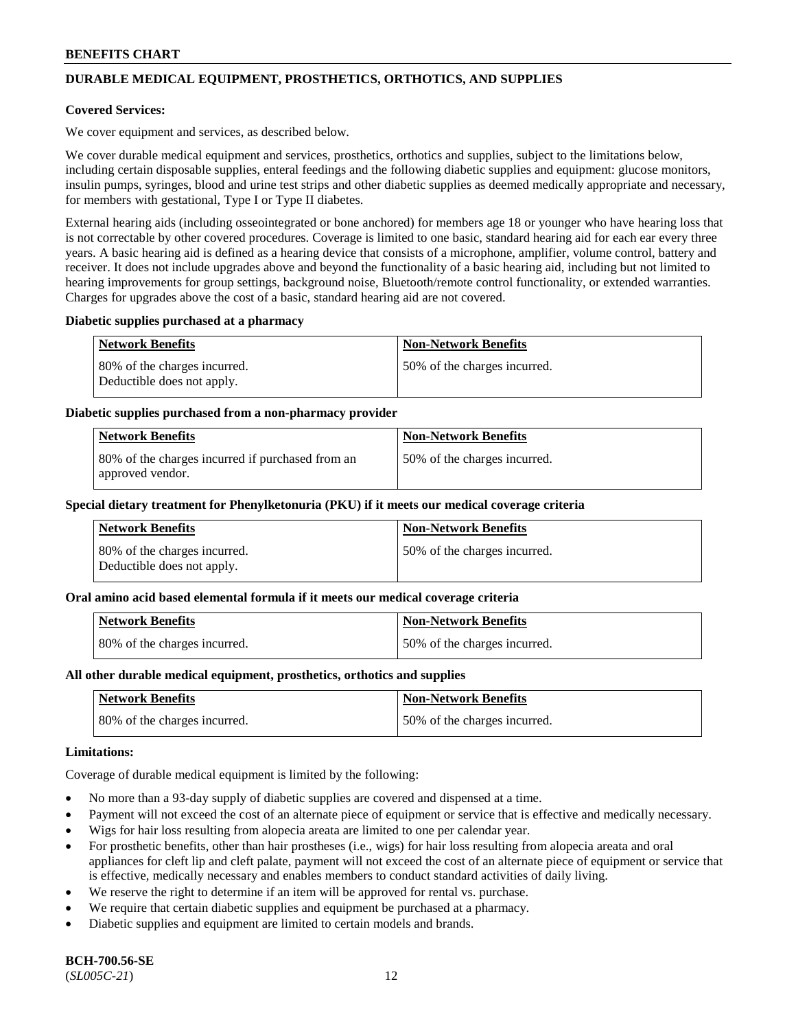## DURABLE MEDICAL EQUIPMENT, PROSTHETICS, ORTHOTICS, AND SUPPLIES

**Covered Services:**

We cover equipment and services, as described below.

We cover durable medical equipment and services, prosthetics, orthotics and supplies, subject to the limitations below, including certain disposable supplies, enteral feedings and the following diabetic supplies and equipment: glucose monitors, insulin pumps, syringes, blood and urine test strips and other diabetic supplies as deemed medically appropriate and necessary, for members with gestational, Type I or Type II diabetes.

External hearing aids (including osseointegrated or bone anchored) for members age 18 or younger who have hearing loss that is not correctable by other covered procedures. Coverage is limited to one basic, standard hearing aid for each ear every three years. A basic hearing aid is defined as a hearing device that consists of a microphone, amplifier, volume control, battery and receiver. It does not include upgrades above and beyond the functionality of a basic hearing aid, including but not limited to hearing improvements for group settings, background noise, Bluetooth/remote control functionality, or extended warranties. Charges for upgrades above the cost of a basic, standard hearing aid are not covered.

**Diabetic supplies purchased at a pharmacy**

| Network Benefits | Non-Network Benefits |
|---|---|
| 80% of the charges incurred. Deductible does not apply. | 50% of the charges incurred. |

**Diabetic supplies purchased from a non-pharmacy provider**

| Network Benefits | Non-Network Benefits |
|---|---|
| 80% of the charges incurred if purchased from an approved vendor. | 50% of the charges incurred. |

**Special dietary treatment for Phenylketonuria (PKU) if it meets our medical coverage criteria**

| Network Benefits | Non-Network Benefits |
|---|---|
| 80% of the charges incurred. Deductible does not apply. | 50% of the charges incurred. |

**Oral amino acid based elemental formula if it meets our medical coverage criteria**

| Network Benefits | Non-Network Benefits |
|---|---|
| 80% of the charges incurred. | 50% of the charges incurred. |

**All other durable medical equipment, prosthetics, orthotics and supplies**

| Network Benefits | Non-Network Benefits |
|---|---|
| 80% of the charges incurred. | 50% of the charges incurred. |

**Limitations:**

Coverage of durable medical equipment is limited by the following:

- No more than a 93-day supply of diabetic supplies are covered and dispensed at a time.
- Payment will not exceed the cost of an alternate piece of equipment or service that is effective and medically necessary.
- Wigs for hair loss resulting from alopecia areata are limited to one per calendar year.
- For prosthetic benefits, other than hair prostheses (i.e., wigs) for hair loss resulting from alopecia areata and oral appliances for cleft lip and cleft palate, payment will not exceed the cost of an alternate piece of equipment or service that is effective, medically necessary and enables members to conduct standard activities of daily living.
- We reserve the right to determine if an item will be approved for rental vs. purchase.
- We require that certain diabetic supplies and equipment be purchased at a pharmacy.
- Diabetic supplies and equipment are limited to certain models and brands.

**BCH-700.56-SE**
(*SL005C-21*)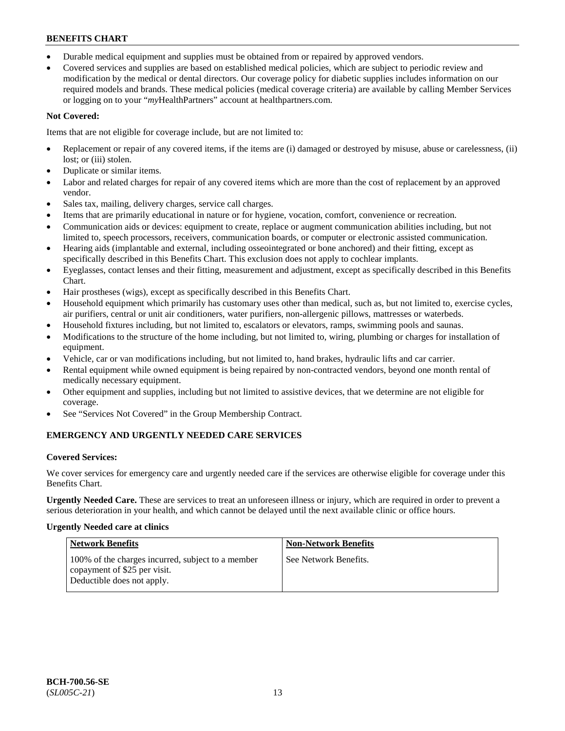- Durable medical equipment and supplies must be obtained from or repaired by approved vendors.
- Covered services and supplies are based on established medical policies, which are subject to periodic review and modification by the medical or dental directors. Our coverage policy for diabetic supplies includes information on our required models and brands. These medical policies (medical coverage criteria) are available by calling Member Services or logging on to your "*my*HealthPartners" account at healthpartners.com.

**Not Covered:**

Items that are not eligible for coverage include, but are not limited to:

- Replacement or repair of any covered items, if the items are (i) damaged or destroyed by misuse, abuse or carelessness, (ii) lost; or (iii) stolen.
- Duplicate or similar items.
- Labor and related charges for repair of any covered items which are more than the cost of replacement by an approved vendor.
- Sales tax, mailing, delivery charges, service call charges.
- Items that are primarily educational in nature or for hygiene, vocation, comfort, convenience or recreation.
- Communication aids or devices: equipment to create, replace or augment communication abilities including, but not limited to, speech processors, receivers, communication boards, or computer or electronic assisted communication.
- Hearing aids (implantable and external, including osseointegrated or bone anchored) and their fitting, except as specifically described in this Benefits Chart. This exclusion does not apply to cochlear implants.
- Eyeglasses, contact lenses and their fitting, measurement and adjustment, except as specifically described in this Benefits Chart.
- Hair prostheses (wigs), except as specifically described in this Benefits Chart.
- Household equipment which primarily has customary uses other than medical, such as, but not limited to, exercise cycles, air purifiers, central or unit air conditioners, water purifiers, non-allergenic pillows, mattresses or waterbeds.
- Household fixtures including, but not limited to, escalators or elevators, ramps, swimming pools and saunas.
- Modifications to the structure of the home including, but not limited to, wiring, plumbing or charges for installation of equipment.
- Vehicle, car or van modifications including, but not limited to, hand brakes, hydraulic lifts and car carrier.
- Rental equipment while owned equipment is being repaired by non-contracted vendors, beyond one month rental of medically necessary equipment.
- Other equipment and supplies, including but not limited to assistive devices, that we determine are not eligible for coverage.
- See "Services Not Covered" in the Group Membership Contract.

## EMERGENCY AND URGENTLY NEEDED CARE SERVICES

**Covered Services:**

We cover services for emergency care and urgently needed care if the services are otherwise eligible for coverage under this Benefits Chart.

**Urgently Needed Care.** These are services to treat an unforeseen illness or injury, which are required in order to prevent a serious deterioration in your health, and which cannot be delayed until the next available clinic or office hours.

**Urgently Needed care at clinics**

| Network Benefits | Non-Network Benefits |
|---|---|
| 100% of the charges incurred, subject to a member copayment of $25 per visit. Deductible does not apply. | See Network Benefits. |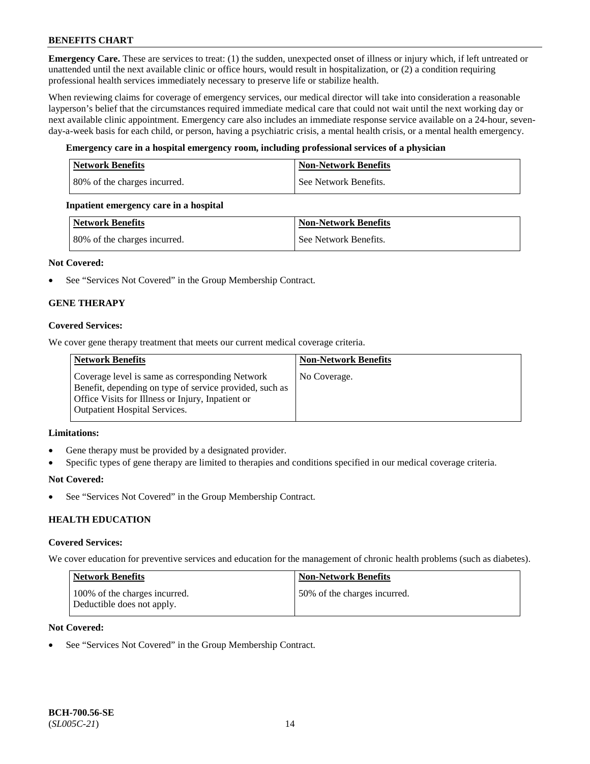**Emergency Care.** These are services to treat: (1) the sudden, unexpected onset of illness or injury which, if left untreated or unattended until the next available clinic or office hours, would result in hospitalization, or (2) a condition requiring professional health services immediately necessary to preserve life or stabilize health.

When reviewing claims for coverage of emergency services, our medical director will take into consideration a reasonable layperson's belief that the circumstances required immediate medical care that could not wait until the next working day or next available clinic appointment. Emergency care also includes an immediate response service available on a 24-hour, seven-day-a-week basis for each child, or person, having a psychiatric crisis, a mental health crisis, or a mental health emergency.

**Emergency care in a hospital emergency room, including professional services of a physician**

| Network Benefits | Non-Network Benefits |
|---|---|
| 80% of the charges incurred. | See Network Benefits. |

**Inpatient emergency care in a hospital**

| Network Benefits | Non-Network Benefits |
|---|---|
| 80% of the charges incurred. | See Network Benefits. |

**Not Covered:**

- See "Services Not Covered" in the Group Membership Contract.

## GENE THERAPY

**Covered Services:**

We cover gene therapy treatment that meets our current medical coverage criteria.

| Network Benefits | Non-Network Benefits |
|---|---|
| Coverage level is same as corresponding Network Benefit, depending on type of service provided, such as Office Visits for Illness or Injury, Inpatient or Outpatient Hospital Services. | No Coverage. |

**Limitations:**

- Gene therapy must be provided by a designated provider.
- Specific types of gene therapy are limited to therapies and conditions specified in our medical coverage criteria.

**Not Covered:**

- See "Services Not Covered" in the Group Membership Contract.

## HEALTH EDUCATION

**Covered Services:**

We cover education for preventive services and education for the management of chronic health problems (such as diabetes).

| Network Benefits | Non-Network Benefits |
|---|---|
| 100% of the charges incurred. Deductible does not apply. | 50% of the charges incurred. |

**Not Covered:**

- See "Services Not Covered" in the Group Membership Contract.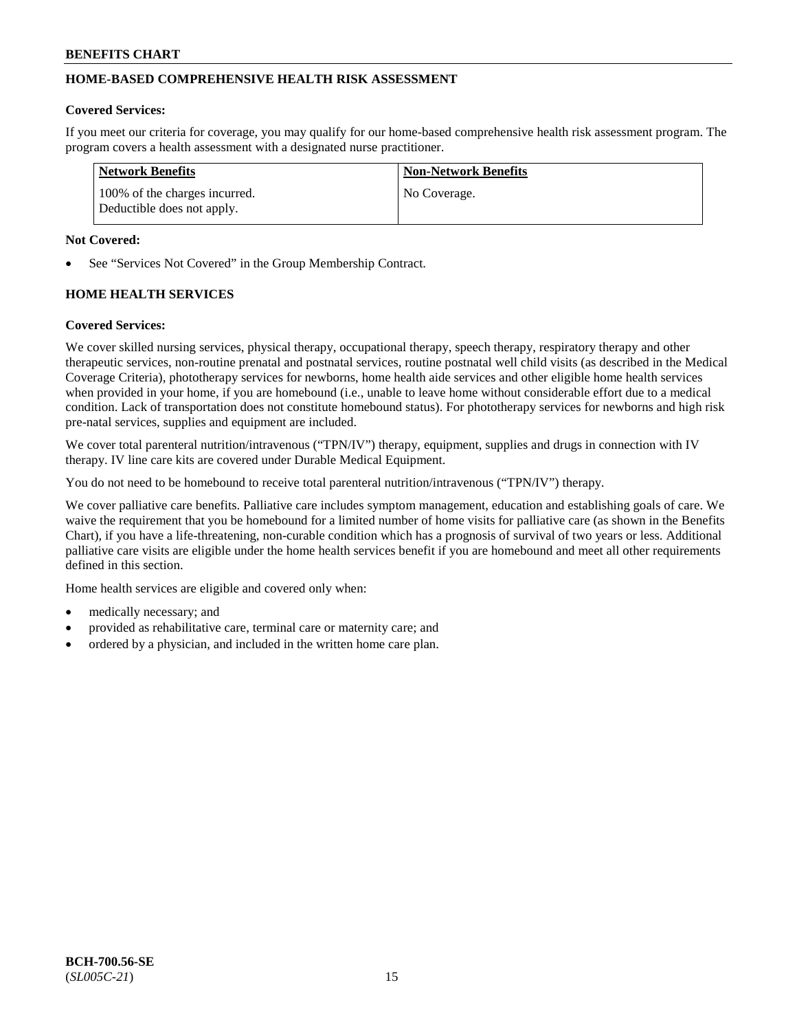## HOME-BASED COMPREHENSIVE HEALTH RISK ASSESSMENT

**Covered Services:**

If you meet our criteria for coverage, you may qualify for our home-based comprehensive health risk assessment program. The program covers a health assessment with a designated nurse practitioner.

| Network Benefits | Non-Network Benefits |
| --- | --- |
| 100% of the charges incurred. Deductible does not apply. | No Coverage. |

**Not Covered:**

- See "Services Not Covered" in the Group Membership Contract.

## HOME HEALTH SERVICES

**Covered Services:**

We cover skilled nursing services, physical therapy, occupational therapy, speech therapy, respiratory therapy and other therapeutic services, non-routine prenatal and postnatal services, routine postnatal well child visits (as described in the Medical Coverage Criteria), phototherapy services for newborns, home health aide services and other eligible home health services when provided in your home, if you are homebound (i.e., unable to leave home without considerable effort due to a medical condition. Lack of transportation does not constitute homebound status). For phototherapy services for newborns and high risk pre-natal services, supplies and equipment are included.

We cover total parenteral nutrition/intravenous ("TPN/IV") therapy, equipment, supplies and drugs in connection with IV therapy. IV line care kits are covered under Durable Medical Equipment.

You do not need to be homebound to receive total parenteral nutrition/intravenous ("TPN/IV") therapy.

We cover palliative care benefits. Palliative care includes symptom management, education and establishing goals of care. We waive the requirement that you be homebound for a limited number of home visits for palliative care (as shown in the Benefits Chart), if you have a life-threatening, non-curable condition which has a prognosis of survival of two years or less. Additional palliative care visits are eligible under the home health services benefit if you are homebound and meet all other requirements defined in this section.

Home health services are eligible and covered only when:

- medically necessary; and
- provided as rehabilitative care, terminal care or maternity care; and
- ordered by a physician, and included in the written home care plan.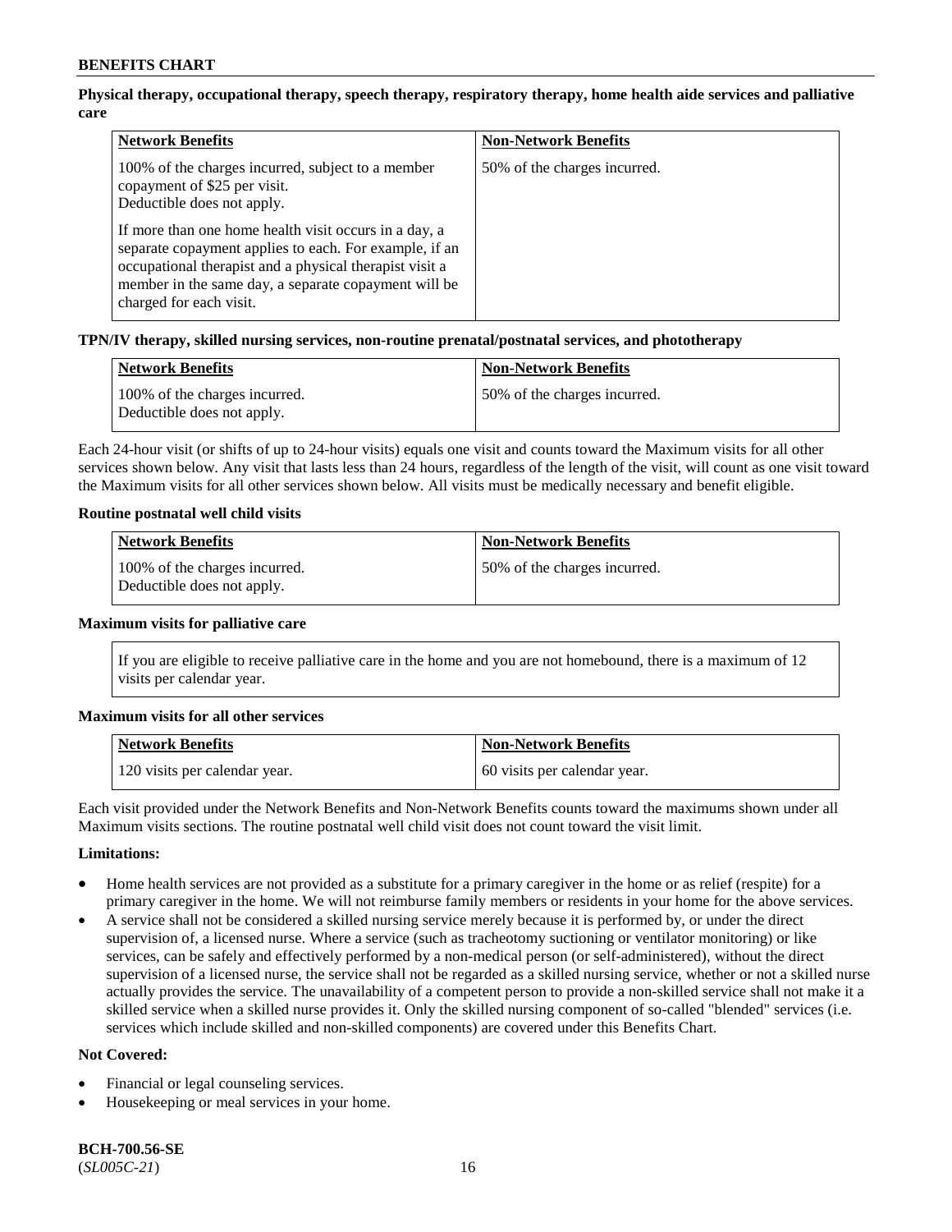**Physical therapy, occupational therapy, speech therapy, respiratory therapy, home health aide services and palliative care**

| Network Benefits | Non-Network Benefits |
|---|---|
| 100% of the charges incurred, subject to a member copayment of $25 per visit. Deductible does not apply. If more than one home health visit occurs in a day, a separate copayment applies to each. For example, if an occupational therapist and a physical therapist visit a member in the same day, a separate copayment will be charged for each visit. | 50% of the charges incurred. |

**TPN/IV therapy, skilled nursing services, non-routine prenatal/postnatal services, and phototherapy**

| Network Benefits | Non-Network Benefits |
|---|---|
| 100% of the charges incurred. Deductible does not apply. | 50% of the charges incurred. |

Each 24-hour visit (or shifts of up to 24-hour visits) equals one visit and counts toward the Maximum visits for all other services shown below. Any visit that lasts less than 24 hours, regardless of the length of the visit, will count as one visit toward the Maximum visits for all other services shown below. All visits must be medically necessary and benefit eligible.

**Routine postnatal well child visits**

| Network Benefits | Non-Network Benefits |
|---|---|
| 100% of the charges incurred. Deductible does not apply. | 50% of the charges incurred. |

**Maximum visits for palliative care**

If you are eligible to receive palliative care in the home and you are not homebound, there is a maximum of 12 visits per calendar year.

**Maximum visits for all other services**

| Network Benefits | Non-Network Benefits |
|---|---|
| 120 visits per calendar year. | 60 visits per calendar year. |

Each visit provided under the Network Benefits and Non-Network Benefits counts toward the maximums shown under all Maximum visits sections. The routine postnatal well child visit does not count toward the visit limit.

**Limitations:**

- Home health services are not provided as a substitute for a primary caregiver in the home or as relief (respite) for a primary caregiver in the home. We will not reimburse family members or residents in your home for the above services.
- A service shall not be considered a skilled nursing service merely because it is performed by, or under the direct supervision of, a licensed nurse. Where a service (such as tracheotomy suctioning or ventilator monitoring) or like services, can be safely and effectively performed by a non-medical person (or self-administered), without the direct supervision of a licensed nurse, the service shall not be regarded as a skilled nursing service, whether or not a skilled nurse actually provides the service. The unavailability of a competent person to provide a non-skilled service shall not make it a skilled service when a skilled nurse provides it. Only the skilled nursing component of so-called "blended" services (i.e. services which include skilled and non-skilled components) are covered under this Benefits Chart.

**Not Covered:**

- Financial or legal counseling services.
- Housekeeping or meal services in your home.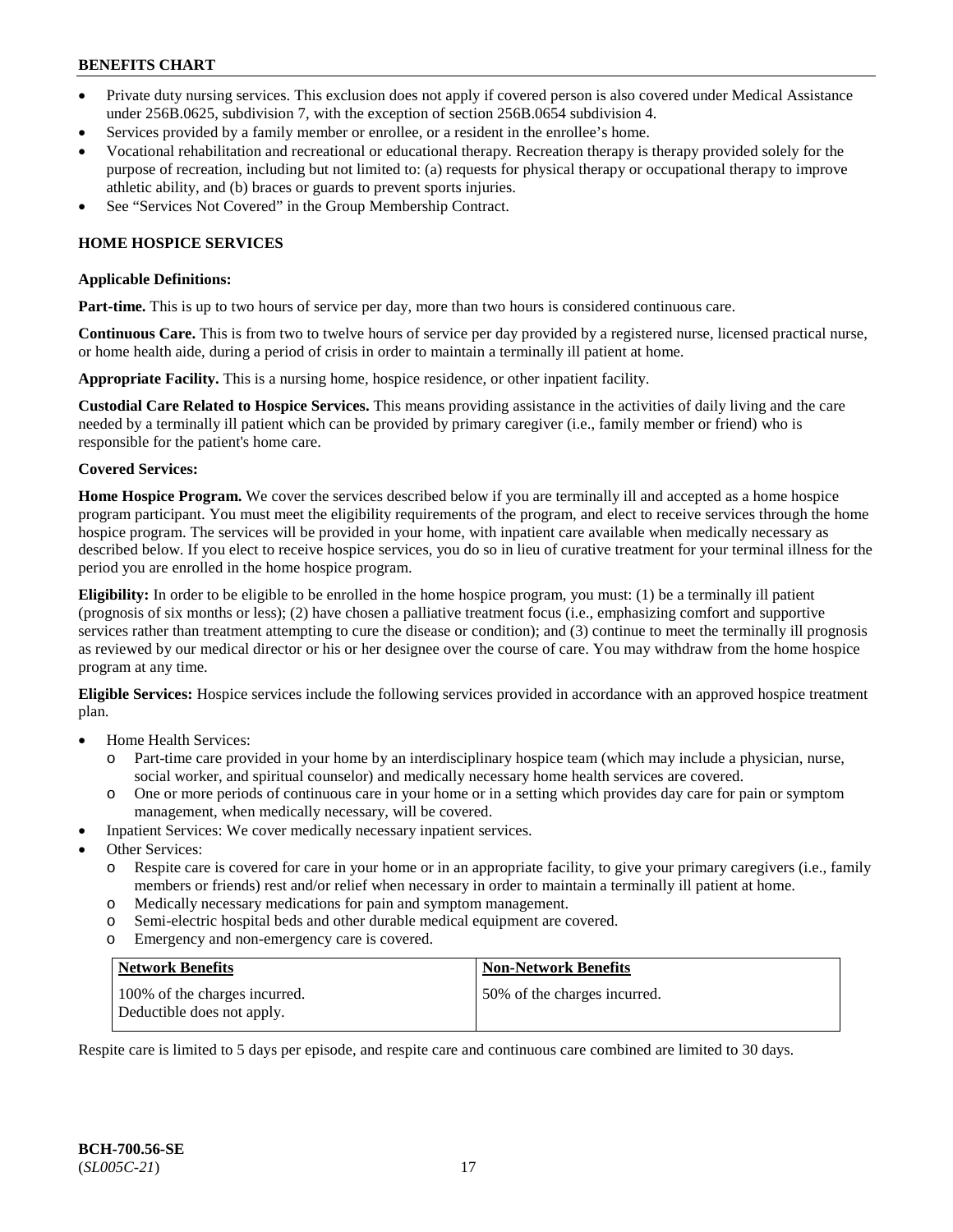- Private duty nursing services. This exclusion does not apply if covered person is also covered under Medical Assistance under 256B.0625, subdivision 7, with the exception of section 256B.0654 subdivision 4.
- Services provided by a family member or enrollee, or a resident in the enrollee's home.
- Vocational rehabilitation and recreational or educational therapy. Recreation therapy is therapy provided solely for the purpose of recreation, including but not limited to: (a) requests for physical therapy or occupational therapy to improve athletic ability, and (b) braces or guards to prevent sports injuries.
- See "Services Not Covered" in the Group Membership Contract.

## HOME HOSPICE SERVICES

**Applicable Definitions:**

**Part-time.** This is up to two hours of service per day, more than two hours is considered continuous care.

**Continuous Care.** This is from two to twelve hours of service per day provided by a registered nurse, licensed practical nurse, or home health aide, during a period of crisis in order to maintain a terminally ill patient at home.

**Appropriate Facility.** This is a nursing home, hospice residence, or other inpatient facility.

**Custodial Care Related to Hospice Services.** This means providing assistance in the activities of daily living and the care needed by a terminally ill patient which can be provided by primary caregiver (i.e., family member or friend) who is responsible for the patient's home care.

**Covered Services:**

**Home Hospice Program.** We cover the services described below if you are terminally ill and accepted as a home hospice program participant. You must meet the eligibility requirements of the program, and elect to receive services through the home hospice program. The services will be provided in your home, with inpatient care available when medically necessary as described below. If you elect to receive hospice services, you do so in lieu of curative treatment for your terminal illness for the period you are enrolled in the home hospice program.

**Eligibility:** In order to be eligible to be enrolled in the home hospice program, you must: (1) be a terminally ill patient (prognosis of six months or less); (2) have chosen a palliative treatment focus (i.e., emphasizing comfort and supportive services rather than treatment attempting to cure the disease or condition); and (3) continue to meet the terminally ill prognosis as reviewed by our medical director or his or her designee over the course of care. You may withdraw from the home hospice program at any time.

**Eligible Services:** Hospice services include the following services provided in accordance with an approved hospice treatment plan.

- Home Health Services:
  - Part-time care provided in your home by an interdisciplinary hospice team (which may include a physician, nurse, social worker, and spiritual counselor) and medically necessary home health services are covered.
  - One or more periods of continuous care in your home or in a setting which provides day care for pain or symptom management, when medically necessary, will be covered.
- Inpatient Services: We cover medically necessary inpatient services.
- Other Services:
  - Respite care is covered for care in your home or in an appropriate facility, to give your primary caregivers (i.e., family members or friends) rest and/or relief when necessary in order to maintain a terminally ill patient at home.
  - Medically necessary medications for pain and symptom management.
  - Semi-electric hospital beds and other durable medical equipment are covered.
  - Emergency and non-emergency care is covered.

| Network Benefits | Non-Network Benefits |
|---|---|
| 100% of the charges incurred. Deductible does not apply. | 50% of the charges incurred. |

Respite care is limited to 5 days per episode, and respite care and continuous care combined are limited to 30 days.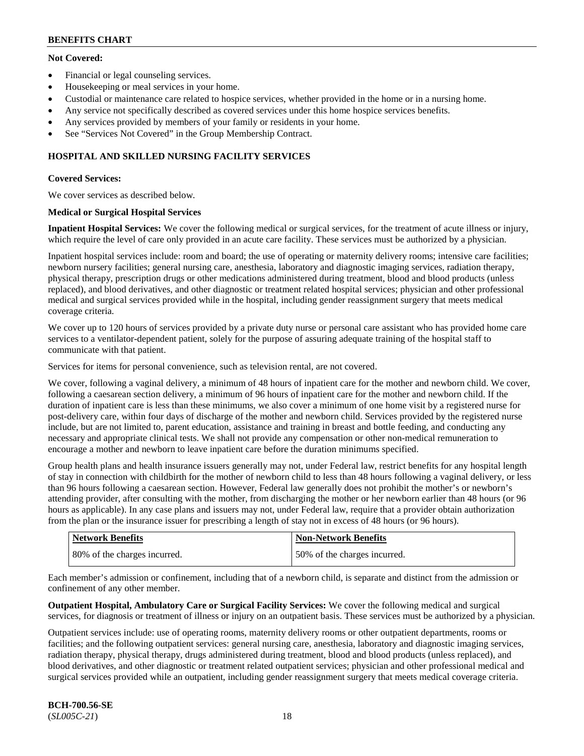**Not Covered:**

- Financial or legal counseling services.
- Housekeeping or meal services in your home.
- Custodial or maintenance care related to hospice services, whether provided in the home or in a nursing home.
- Any service not specifically described as covered services under this home hospice services benefits.
- Any services provided by members of your family or residents in your home.
- See "Services Not Covered" in the Group Membership Contract.

## HOSPITAL AND SKILLED NURSING FACILITY SERVICES

**Covered Services:**

We cover services as described below.

**Medical or Surgical Hospital Services**

**Inpatient Hospital Services:** We cover the following medical or surgical services, for the treatment of acute illness or injury, which require the level of care only provided in an acute care facility. These services must be authorized by a physician.

Inpatient hospital services include: room and board; the use of operating or maternity delivery rooms; intensive care facilities; newborn nursery facilities; general nursing care, anesthesia, laboratory and diagnostic imaging services, radiation therapy, physical therapy, prescription drugs or other medications administered during treatment, blood and blood products (unless replaced), and blood derivatives, and other diagnostic or treatment related hospital services; physician and other professional medical and surgical services provided while in the hospital, including gender reassignment surgery that meets medical coverage criteria.

We cover up to 120 hours of services provided by a private duty nurse or personal care assistant who has provided home care services to a ventilator-dependent patient, solely for the purpose of assuring adequate training of the hospital staff to communicate with that patient.

Services for items for personal convenience, such as television rental, are not covered.

We cover, following a vaginal delivery, a minimum of 48 hours of inpatient care for the mother and newborn child. We cover, following a caesarean section delivery, a minimum of 96 hours of inpatient care for the mother and newborn child. If the duration of inpatient care is less than these minimums, we also cover a minimum of one home visit by a registered nurse for post-delivery care, within four days of discharge of the mother and newborn child. Services provided by the registered nurse include, but are not limited to, parent education, assistance and training in breast and bottle feeding, and conducting any necessary and appropriate clinical tests. We shall not provide any compensation or other non-medical remuneration to encourage a mother and newborn to leave inpatient care before the duration minimums specified.

Group health plans and health insurance issuers generally may not, under Federal law, restrict benefits for any hospital length of stay in connection with childbirth for the mother of newborn child to less than 48 hours following a vaginal delivery, or less than 96 hours following a caesarean section. However, Federal law generally does not prohibit the mother's or newborn's attending provider, after consulting with the mother, from discharging the mother or her newborn earlier than 48 hours (or 96 hours as applicable). In any case plans and issuers may not, under Federal law, require that a provider obtain authorization from the plan or the insurance issuer for prescribing a length of stay not in excess of 48 hours (or 96 hours).

| Network Benefits | Non-Network Benefits |
|---|---|
| 80% of the charges incurred. | 50% of the charges incurred. |

Each member's admission or confinement, including that of a newborn child, is separate and distinct from the admission or confinement of any other member.

**Outpatient Hospital, Ambulatory Care or Surgical Facility Services:** We cover the following medical and surgical services, for diagnosis or treatment of illness or injury on an outpatient basis. These services must be authorized by a physician.

Outpatient services include: use of operating rooms, maternity delivery rooms or other outpatient departments, rooms or facilities; and the following outpatient services: general nursing care, anesthesia, laboratory and diagnostic imaging services, radiation therapy, physical therapy, drugs administered during treatment, blood and blood products (unless replaced), and blood derivatives, and other diagnostic or treatment related outpatient services; physician and other professional medical and surgical services provided while an outpatient, including gender reassignment surgery that meets medical coverage criteria.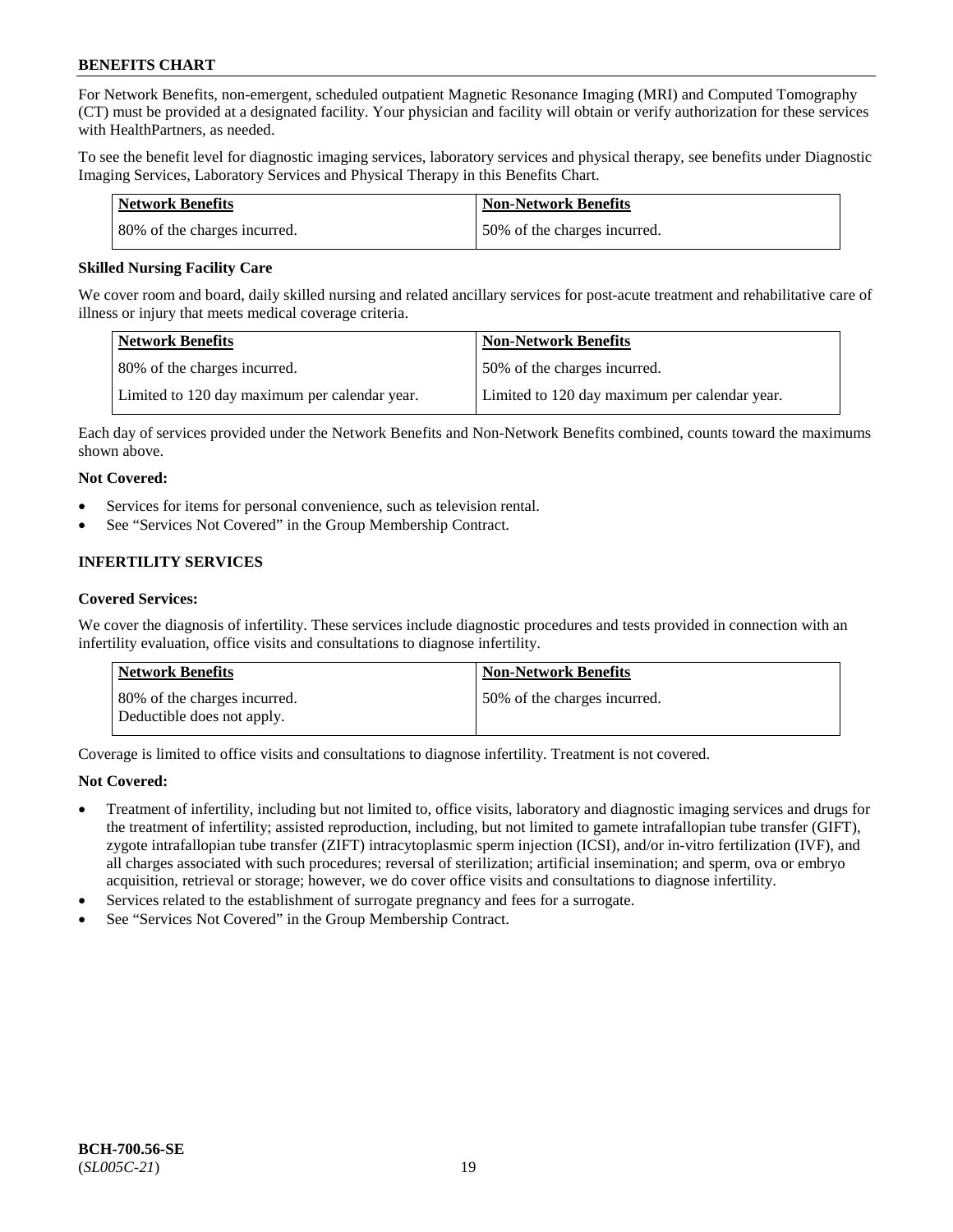For Network Benefits, non-emergent, scheduled outpatient Magnetic Resonance Imaging (MRI) and Computed Tomography (CT) must be provided at a designated facility. Your physician and facility will obtain or verify authorization for these services with HealthPartners, as needed.

To see the benefit level for diagnostic imaging services, laboratory services and physical therapy, see benefits under Diagnostic Imaging Services, Laboratory Services and Physical Therapy in this Benefits Chart.

| Network Benefits | Non-Network Benefits |
|---|---|
| 80% of the charges incurred. | 50% of the charges incurred. |

**Skilled Nursing Facility Care**

We cover room and board, daily skilled nursing and related ancillary services for post-acute treatment and rehabilitative care of illness or injury that meets medical coverage criteria.

| Network Benefits | Non-Network Benefits |
|---|---|
| 80% of the charges incurred. | 50% of the charges incurred. |
| Limited to 120 day maximum per calendar year. | Limited to 120 day maximum per calendar year. |

Each day of services provided under the Network Benefits and Non-Network Benefits combined, counts toward the maximums shown above.

**Not Covered:**

- Services for items for personal convenience, such as television rental.
- See "Services Not Covered" in the Group Membership Contract.

## INFERTILITY SERVICES

**Covered Services:**

We cover the diagnosis of infertility. These services include diagnostic procedures and tests provided in connection with an infertility evaluation, office visits and consultations to diagnose infertility.

| Network Benefits | Non-Network Benefits |
|---|---|
| 80% of the charges incurred.<br>Deductible does not apply. | 50% of the charges incurred. |

Coverage is limited to office visits and consultations to diagnose infertility. Treatment is not covered.

**Not Covered:**

- Treatment of infertility, including but not limited to, office visits, laboratory and diagnostic imaging services and drugs for the treatment of infertility; assisted reproduction, including, but not limited to gamete intrafallopian tube transfer (GIFT), zygote intrafallopian tube transfer (ZIFT) intracytoplasmic sperm injection (ICSI), and/or in-vitro fertilization (IVF), and all charges associated with such procedures; reversal of sterilization; artificial insemination; and sperm, ova or embryo acquisition, retrieval or storage; however, we do cover office visits and consultations to diagnose infertility.
- Services related to the establishment of surrogate pregnancy and fees for a surrogate.
- See "Services Not Covered" in the Group Membership Contract.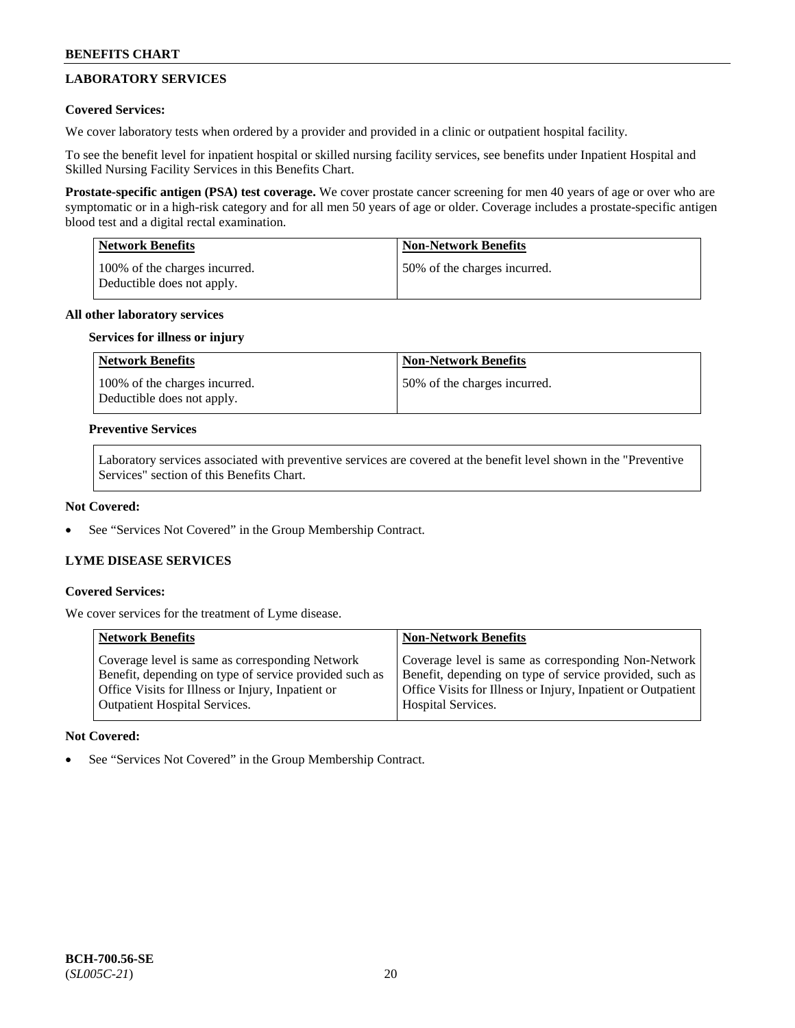## LABORATORY SERVICES

**Covered Services:**

We cover laboratory tests when ordered by a provider and provided in a clinic or outpatient hospital facility.

To see the benefit level for inpatient hospital or skilled nursing facility services, see benefits under Inpatient Hospital and Skilled Nursing Facility Services in this Benefits Chart.

**Prostate-specific antigen (PSA) test coverage.** We cover prostate cancer screening for men 40 years of age or over who are symptomatic or in a high-risk category and for all men 50 years of age or older. Coverage includes a prostate-specific antigen blood test and a digital rectal examination.

| Network Benefits | Non-Network Benefits |
|---|---|
| 100% of the charges incurred. Deductible does not apply. | 50% of the charges incurred. |

**All other laboratory services**

**Services for illness or injury**

| Network Benefits | Non-Network Benefits |
|---|---|
| 100% of the charges incurred. Deductible does not apply. | 50% of the charges incurred. |

**Preventive Services**

Laboratory services associated with preventive services are covered at the benefit level shown in the "Preventive Services" section of this Benefits Chart.

**Not Covered:**

- See "Services Not Covered" in the Group Membership Contract.

## LYME DISEASE SERVICES

**Covered Services:**

We cover services for the treatment of Lyme disease.

| Network Benefits | Non-Network Benefits |
|---|---|
| Coverage level is same as corresponding Network Benefit, depending on type of service provided such as Office Visits for Illness or Injury, Inpatient or Outpatient Hospital Services. | Coverage level is same as corresponding Non-Network Benefit, depending on type of service provided, such as Office Visits for Illness or Injury, Inpatient or Outpatient Hospital Services. |

**Not Covered:**

- See "Services Not Covered" in the Group Membership Contract.

BCH-700.56-SE
(*SL005C-21*)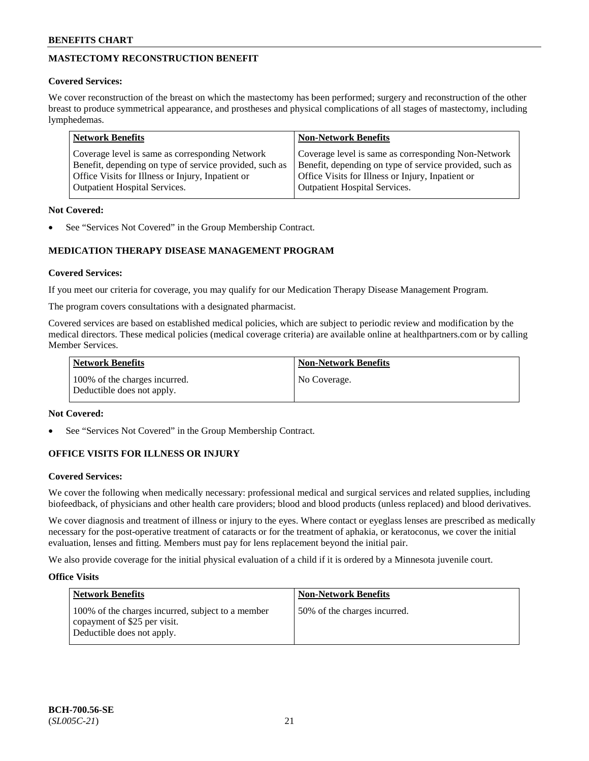## MASTECTOMY RECONSTRUCTION BENEFIT

**Covered Services:**

We cover reconstruction of the breast on which the mastectomy has been performed; surgery and reconstruction of the other breast to produce symmetrical appearance, and prostheses and physical complications of all stages of mastectomy, including lymphedemas.

| Network Benefits | Non-Network Benefits |
|---|---|
| Coverage level is same as corresponding Network Benefit, depending on type of service provided, such as Office Visits for Illness or Injury, Inpatient or Outpatient Hospital Services. | Coverage level is same as corresponding Non-Network Benefit, depending on type of service provided, such as Office Visits for Illness or Injury, Inpatient or Outpatient Hospital Services. |

**Not Covered:**

- See "Services Not Covered" in the Group Membership Contract.

## MEDICATION THERAPY DISEASE MANAGEMENT PROGRAM

**Covered Services:**

If you meet our criteria for coverage, you may qualify for our Medication Therapy Disease Management Program.

The program covers consultations with a designated pharmacist.

Covered services are based on established medical policies, which are subject to periodic review and modification by the medical directors. These medical policies (medical coverage criteria) are available online at healthpartners.com or by calling Member Services.

| Network Benefits | Non-Network Benefits |
|---|---|
| 100% of the charges incurred. Deductible does not apply. | No Coverage. |

**Not Covered:**

- See "Services Not Covered" in the Group Membership Contract.

## OFFICE VISITS FOR ILLNESS OR INJURY

**Covered Services:**

We cover the following when medically necessary: professional medical and surgical services and related supplies, including biofeedback, of physicians and other health care providers; blood and blood products (unless replaced) and blood derivatives.

We cover diagnosis and treatment of illness or injury to the eyes. Where contact or eyeglass lenses are prescribed as medically necessary for the post-operative treatment of cataracts or for the treatment of aphakia, or keratoconus, we cover the initial evaluation, lenses and fitting. Members must pay for lens replacement beyond the initial pair.

We also provide coverage for the initial physical evaluation of a child if it is ordered by a Minnesota juvenile court.

**Office Visits**

| Network Benefits | Non-Network Benefits |
|---|---|
| 100% of the charges incurred, subject to a member copayment of $25 per visit. Deductible does not apply. | 50% of the charges incurred. |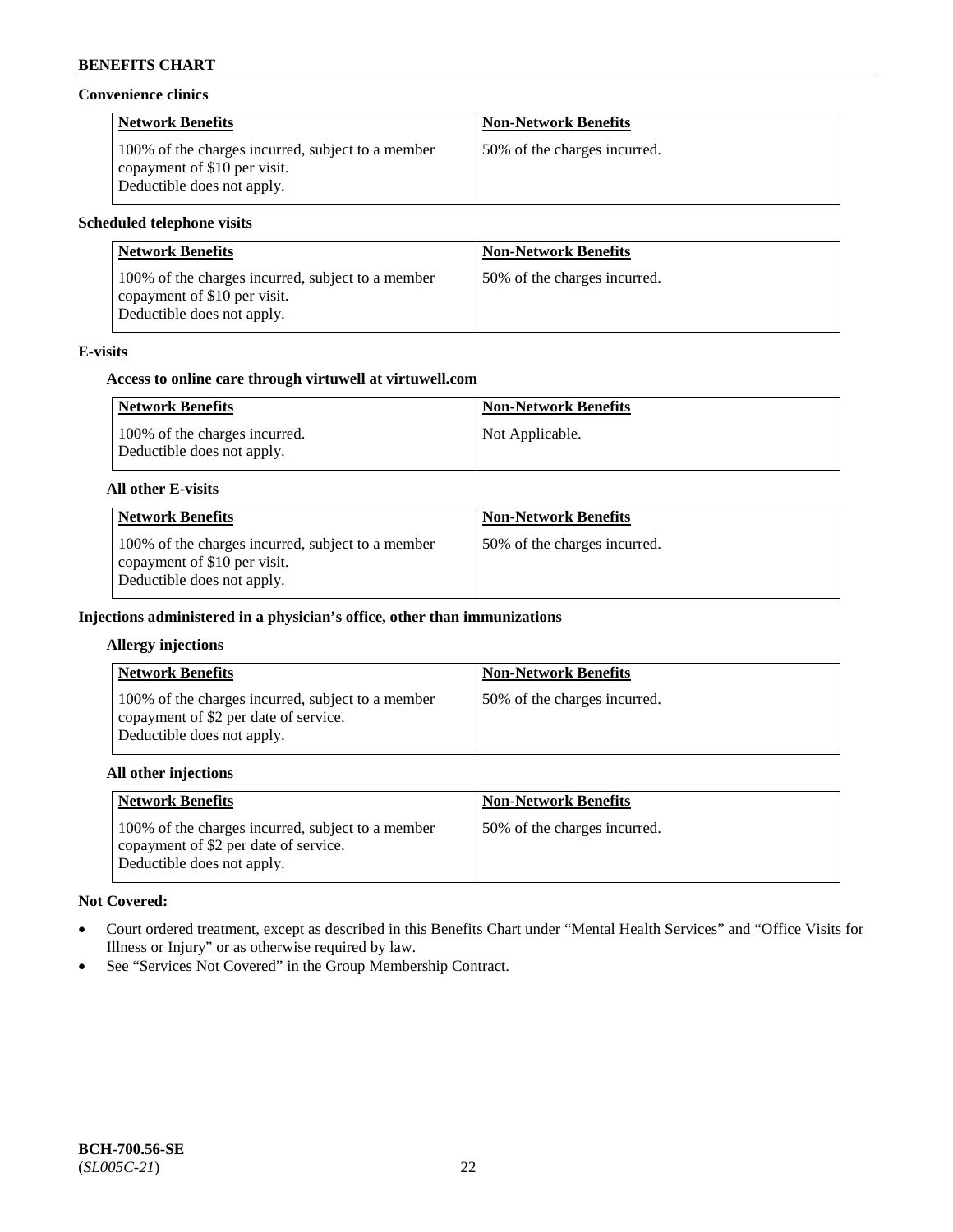**Convenience clinics**

| Network Benefits | Non-Network Benefits |
|---|---|
| 100% of the charges incurred, subject to a member copayment of $10 per visit. Deductible does not apply. | 50% of the charges incurred. |

**Scheduled telephone visits**

| Network Benefits | Non-Network Benefits |
|---|---|
| 100% of the charges incurred, subject to a member copayment of $10 per visit. Deductible does not apply. | 50% of the charges incurred. |

**E-visits**

**Access to online care through virtuwell at virtuwell.com**

| Network Benefits | Non-Network Benefits |
|---|---|
| 100% of the charges incurred. Deductible does not apply. | Not Applicable. |

**All other E-visits**

| Network Benefits | Non-Network Benefits |
|---|---|
| 100% of the charges incurred, subject to a member copayment of $10 per visit. Deductible does not apply. | 50% of the charges incurred. |

**Injections administered in a physician's office, other than immunizations**

**Allergy injections**

| Network Benefits | Non-Network Benefits |
|---|---|
| 100% of the charges incurred, subject to a member copayment of $2 per date of service. Deductible does not apply. | 50% of the charges incurred. |

**All other injections**

| Network Benefits | Non-Network Benefits |
|---|---|
| 100% of the charges incurred, subject to a member copayment of $2 per date of service. Deductible does not apply. | 50% of the charges incurred. |

**Not Covered:**

- Court ordered treatment, except as described in this Benefits Chart under "Mental Health Services" and "Office Visits for Illness or Injury" or as otherwise required by law.
- See "Services Not Covered" in the Group Membership Contract.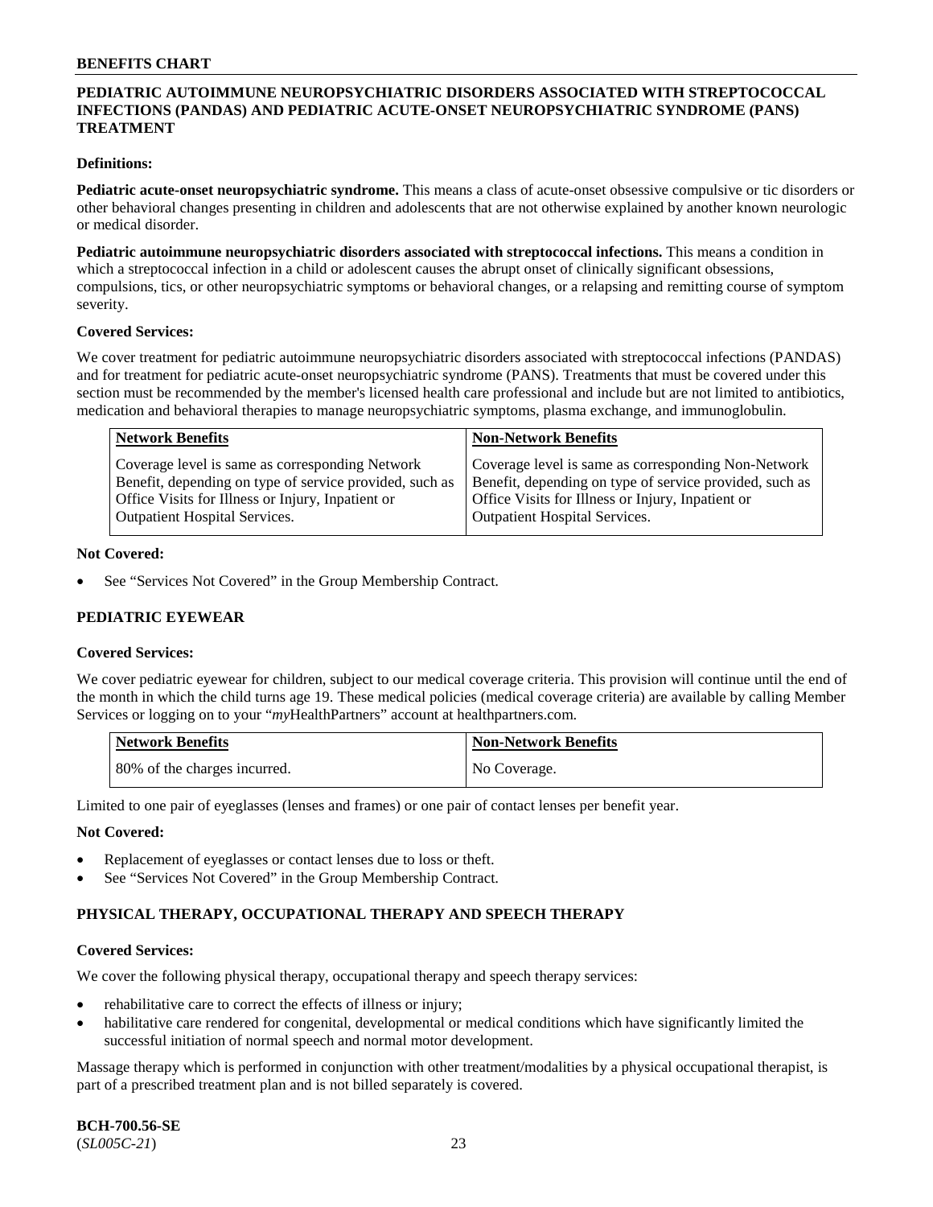## PEDIATRIC AUTOIMMUNE NEUROPSYCHIATRIC DISORDERS ASSOCIATED WITH STREPTOCOCCAL INFECTIONS (PANDAS) AND PEDIATRIC ACUTE-ONSET NEUROPSYCHIATRIC SYNDROME (PANS) TREATMENT

**Definitions:**

**Pediatric acute-onset neuropsychiatric syndrome.** This means a class of acute-onset obsessive compulsive or tic disorders or other behavioral changes presenting in children and adolescents that are not otherwise explained by another known neurologic or medical disorder.

**Pediatric autoimmune neuropsychiatric disorders associated with streptococcal infections.** This means a condition in which a streptococcal infection in a child or adolescent causes the abrupt onset of clinically significant obsessions, compulsions, tics, or other neuropsychiatric symptoms or behavioral changes, or a relapsing and remitting course of symptom severity.

**Covered Services:**

We cover treatment for pediatric autoimmune neuropsychiatric disorders associated with streptococcal infections (PANDAS) and for treatment for pediatric acute-onset neuropsychiatric syndrome (PANS). Treatments that must be covered under this section must be recommended by the member's licensed health care professional and include but are not limited to antibiotics, medication and behavioral therapies to manage neuropsychiatric symptoms, plasma exchange, and immunoglobulin.

| Network Benefits | Non-Network Benefits |
|---|---|
| Coverage level is same as corresponding Network Benefit, depending on type of service provided, such as Office Visits for Illness or Injury, Inpatient or Outpatient Hospital Services. | Coverage level is same as corresponding Non-Network Benefit, depending on type of service provided, such as Office Visits for Illness or Injury, Inpatient or Outpatient Hospital Services. |

**Not Covered:**

- See "Services Not Covered" in the Group Membership Contract.

## PEDIATRIC EYEWEAR

**Covered Services:**

We cover pediatric eyewear for children, subject to our medical coverage criteria. This provision will continue until the end of the month in which the child turns age 19. These medical policies (medical coverage criteria) are available by calling Member Services or logging on to your "*my*HealthPartners" account at healthpartners.com.

| Network Benefits | Non-Network Benefits |
|---|---|
| 80% of the charges incurred. | No Coverage. |

Limited to one pair of eyeglasses (lenses and frames) or one pair of contact lenses per benefit year.

**Not Covered:**

- Replacement of eyeglasses or contact lenses due to loss or theft.
- See "Services Not Covered" in the Group Membership Contract.

## PHYSICAL THERAPY, OCCUPATIONAL THERAPY AND SPEECH THERAPY

**Covered Services:**

We cover the following physical therapy, occupational therapy and speech therapy services:

- rehabilitative care to correct the effects of illness or injury;
- habilitative care rendered for congenital, developmental or medical conditions which have significantly limited the successful initiation of normal speech and normal motor development.

Massage therapy which is performed in conjunction with other treatment/modalities by a physical occupational therapist, is part of a prescribed treatment plan and is not billed separately is covered.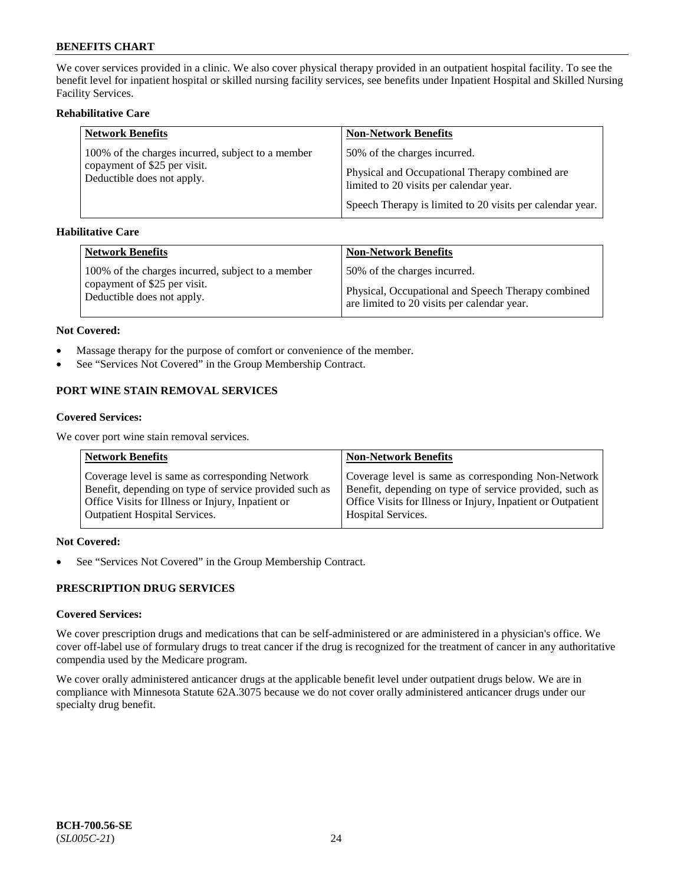We cover services provided in a clinic. We also cover physical therapy provided in an outpatient hospital facility. To see the benefit level for inpatient hospital or skilled nursing facility services, see benefits under Inpatient Hospital and Skilled Nursing Facility Services.

**Rehabilitative Care**

| Network Benefits | Non-Network Benefits |
|---|---|
| 100% of the charges incurred, subject to a member copayment of $25 per visit. Deductible does not apply. | 50% of the charges incurred. Physical and Occupational Therapy combined are limited to 20 visits per calendar year. Speech Therapy is limited to 20 visits per calendar year. |

**Habilitative Care**

| Network Benefits | Non-Network Benefits |
|---|---|
| 100% of the charges incurred, subject to a member copayment of $25 per visit. Deductible does not apply. | 50% of the charges incurred. Physical, Occupational and Speech Therapy combined are limited to 20 visits per calendar year. |

**Not Covered:**

- Massage therapy for the purpose of comfort or convenience of the member.
- See "Services Not Covered" in the Group Membership Contract.

## PORT WINE STAIN REMOVAL SERVICES

**Covered Services:**

We cover port wine stain removal services.

| Network Benefits | Non-Network Benefits |
|---|---|
| Coverage level is same as corresponding Network Benefit, depending on type of service provided such as Office Visits for Illness or Injury, Inpatient or Outpatient Hospital Services. | Coverage level is same as corresponding Non-Network Benefit, depending on type of service provided, such as Office Visits for Illness or Injury, Inpatient or Outpatient Hospital Services. |

**Not Covered:**

- See "Services Not Covered" in the Group Membership Contract.

## PRESCRIPTION DRUG SERVICES

**Covered Services:**

We cover prescription drugs and medications that can be self-administered or are administered in a physician's office. We cover off-label use of formulary drugs to treat cancer if the drug is recognized for the treatment of cancer in any authoritative compendia used by the Medicare program.

We cover orally administered anticancer drugs at the applicable benefit level under outpatient drugs below. We are in compliance with Minnesota Statute 62A.3075 because we do not cover orally administered anticancer drugs under our specialty drug benefit.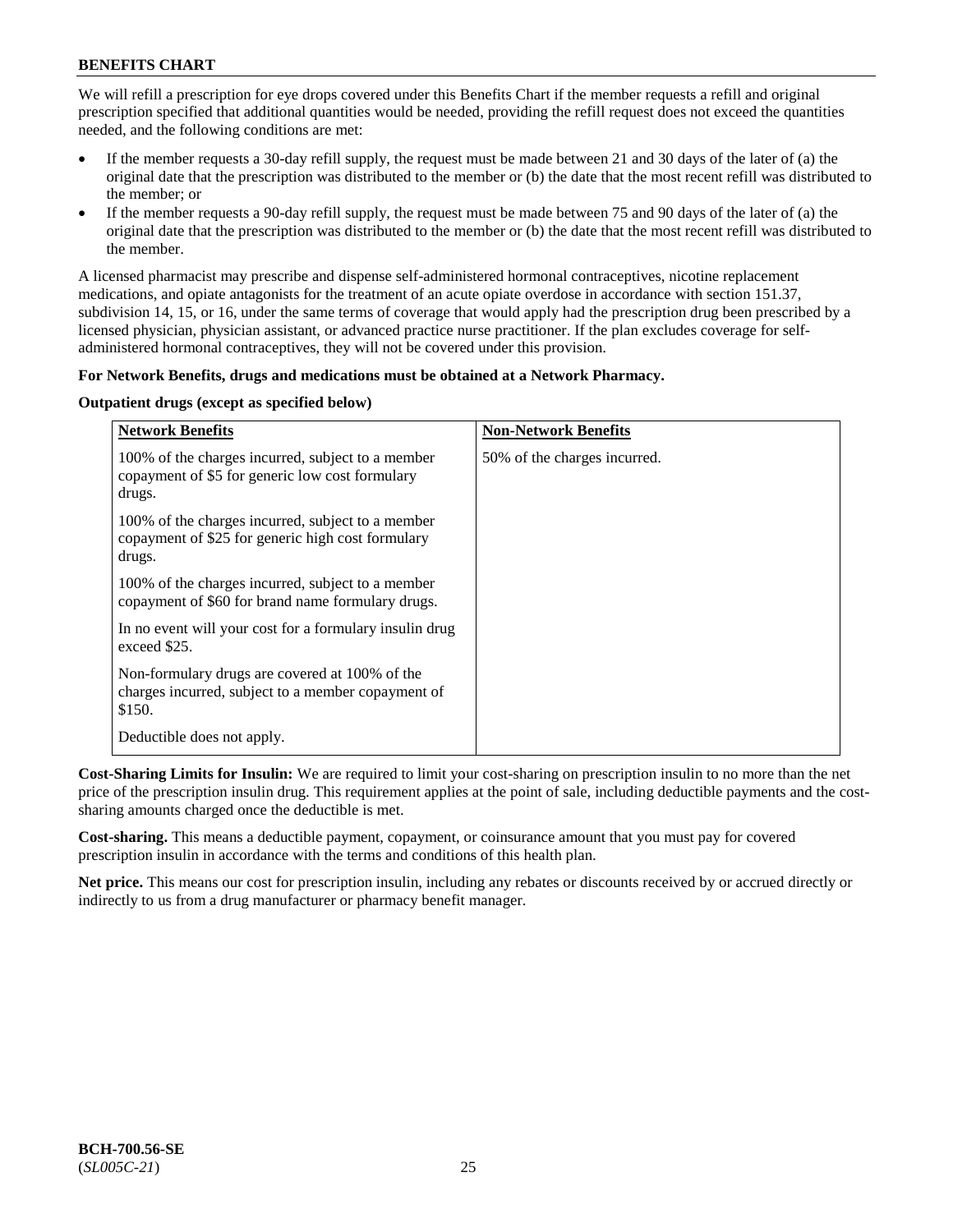We will refill a prescription for eye drops covered under this Benefits Chart if the member requests a refill and original prescription specified that additional quantities would be needed, providing the refill request does not exceed the quantities needed, and the following conditions are met:

- If the member requests a 30-day refill supply, the request must be made between 21 and 30 days of the later of (a) the original date that the prescription was distributed to the member or (b) the date that the most recent refill was distributed to the member; or
- If the member requests a 90-day refill supply, the request must be made between 75 and 90 days of the later of (a) the original date that the prescription was distributed to the member or (b) the date that the most recent refill was distributed to the member.

A licensed pharmacist may prescribe and dispense self-administered hormonal contraceptives, nicotine replacement medications, and opiate antagonists for the treatment of an acute opiate overdose in accordance with section 151.37, subdivision 14, 15, or 16, under the same terms of coverage that would apply had the prescription drug been prescribed by a licensed physician, physician assistant, or advanced practice nurse practitioner. If the plan excludes coverage for self-administered hormonal contraceptives, they will not be covered under this provision.

**For Network Benefits, drugs and medications must be obtained at a Network Pharmacy.**

**Outpatient drugs (except as specified below)**

| Network Benefits | Non-Network Benefits |
|---|---|
| 100% of the charges incurred, subject to a member copayment of $5 for generic low cost formulary drugs.<br><br>100% of the charges incurred, subject to a member copayment of $25 for generic high cost formulary drugs.<br><br>100% of the charges incurred, subject to a member copayment of $60 for brand name formulary drugs.<br><br>In no event will your cost for a formulary insulin drug exceed $25.<br><br>Non-formulary drugs are covered at 100% of the charges incurred, subject to a member copayment of $150.<br><br>Deductible does not apply. | 50% of the charges incurred. |

**Cost-Sharing Limits for Insulin:** We are required to limit your cost-sharing on prescription insulin to no more than the net price of the prescription insulin drug. This requirement applies at the point of sale, including deductible payments and the cost-sharing amounts charged once the deductible is met.

**Cost-sharing.** This means a deductible payment, copayment, or coinsurance amount that you must pay for covered prescription insulin in accordance with the terms and conditions of this health plan.

**Net price.** This means our cost for prescription insulin, including any rebates or discounts received by or accrued directly or indirectly to us from a drug manufacturer or pharmacy benefit manager.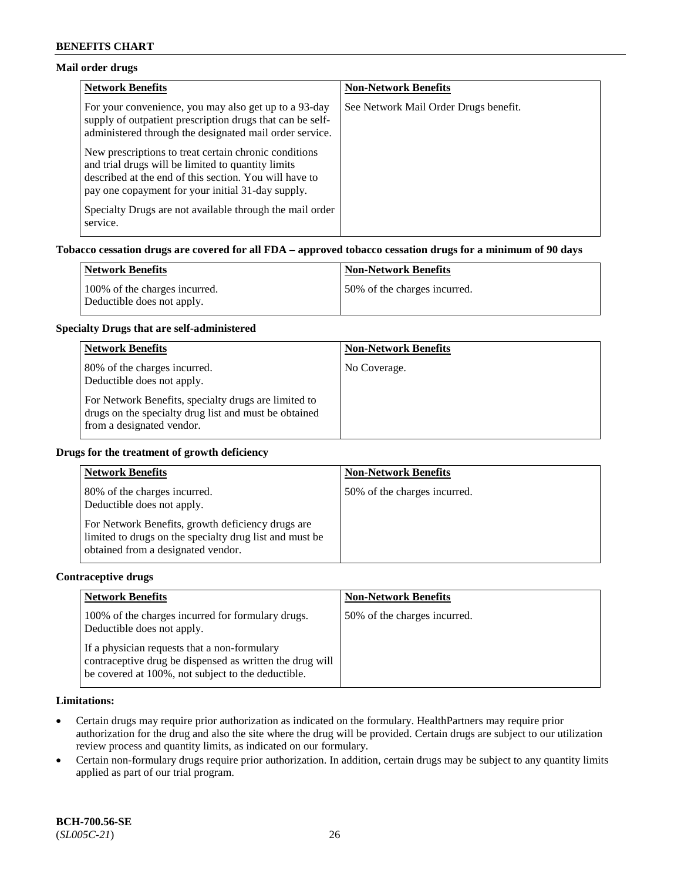### Mail order drugs

| Network Benefits | Non-Network Benefits |
|---|---|
| For your convenience, you may also get up to a 93-day supply of outpatient prescription drugs that can be self-administered through the designated mail order service.<br><br>New prescriptions to treat certain chronic conditions and trial drugs will be limited to quantity limits described at the end of this section. You will have to pay one copayment for your initial 31-day supply.<br><br>Specialty Drugs are not available through the mail order service. | See Network Mail Order Drugs benefit. |

### Tobacco cessation drugs are covered for all FDA – approved tobacco cessation drugs for a minimum of 90 days

| Network Benefits | Non-Network Benefits |
|---|---|
| 100% of the charges incurred.<br>Deductible does not apply. | 50% of the charges incurred. |

### Specialty Drugs that are self-administered

| Network Benefits | Non-Network Benefits |
|---|---|
| 80% of the charges incurred.<br>Deductible does not apply.<br><br>For Network Benefits, specialty drugs are limited to drugs on the specialty drug list and must be obtained from a designated vendor. | No Coverage. |

### Drugs for the treatment of growth deficiency

| Network Benefits | Non-Network Benefits |
|---|---|
| 80% of the charges incurred.<br>Deductible does not apply.<br><br>For Network Benefits, growth deficiency drugs are limited to drugs on the specialty drug list and must be obtained from a designated vendor. | 50% of the charges incurred. |

### Contraceptive drugs

| Network Benefits | Non-Network Benefits |
|---|---|
| 100% of the charges incurred for formulary drugs.<br>Deductible does not apply.<br><br>If a physician requests that a non-formulary contraceptive drug be dispensed as written the drug will be covered at 100%, not subject to the deductible. | 50% of the charges incurred. |

**Limitations:**

- Certain drugs may require prior authorization as indicated on the formulary. HealthPartners may require prior authorization for the drug and also the site where the drug will be provided. Certain drugs are subject to our utilization review process and quantity limits, as indicated on our formulary.
- Certain non-formulary drugs require prior authorization. In addition, certain drugs may be subject to any quantity limits applied as part of our trial program.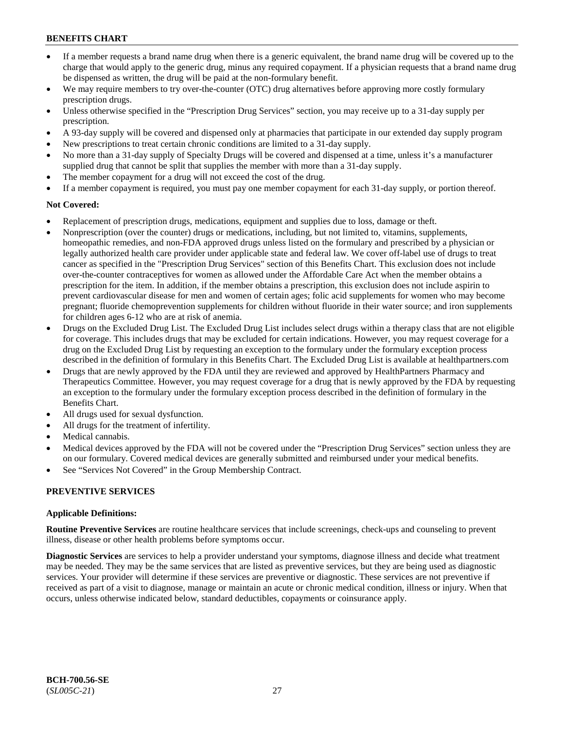- If a member requests a brand name drug when there is a generic equivalent, the brand name drug will be covered up to the charge that would apply to the generic drug, minus any required copayment. If a physician requests that a brand name drug be dispensed as written, the drug will be paid at the non-formulary benefit.
- We may require members to try over-the-counter (OTC) drug alternatives before approving more costly formulary prescription drugs.
- Unless otherwise specified in the "Prescription Drug Services" section, you may receive up to a 31-day supply per prescription.
- A 93-day supply will be covered and dispensed only at pharmacies that participate in our extended day supply program
- New prescriptions to treat certain chronic conditions are limited to a 31-day supply.
- No more than a 31-day supply of Specialty Drugs will be covered and dispensed at a time, unless it's a manufacturer supplied drug that cannot be split that supplies the member with more than a 31-day supply.
- The member copayment for a drug will not exceed the cost of the drug.
- If a member copayment is required, you must pay one member copayment for each 31-day supply, or portion thereof.

**Not Covered:**

- Replacement of prescription drugs, medications, equipment and supplies due to loss, damage or theft.
- Nonprescription (over the counter) drugs or medications, including, but not limited to, vitamins, supplements, homeopathic remedies, and non-FDA approved drugs unless listed on the formulary and prescribed by a physician or legally authorized health care provider under applicable state and federal law. We cover off-label use of drugs to treat cancer as specified in the "Prescription Drug Services" section of this Benefits Chart. This exclusion does not include over-the-counter contraceptives for women as allowed under the Affordable Care Act when the member obtains a prescription for the item. In addition, if the member obtains a prescription, this exclusion does not include aspirin to prevent cardiovascular disease for men and women of certain ages; folic acid supplements for women who may become pregnant; fluoride chemoprevention supplements for children without fluoride in their water source; and iron supplements for children ages 6-12 who are at risk of anemia.
- Drugs on the Excluded Drug List. The Excluded Drug List includes select drugs within a therapy class that are not eligible for coverage. This includes drugs that may be excluded for certain indications. However, you may request coverage for a drug on the Excluded Drug List by requesting an exception to the formulary under the formulary exception process described in the definition of formulary in this Benefits Chart. The Excluded Drug List is available at healthpartners.com
- Drugs that are newly approved by the FDA until they are reviewed and approved by HealthPartners Pharmacy and Therapeutics Committee. However, you may request coverage for a drug that is newly approved by the FDA by requesting an exception to the formulary under the formulary exception process described in the definition of formulary in the Benefits Chart.
- All drugs used for sexual dysfunction.
- All drugs for the treatment of infertility.
- Medical cannabis.
- Medical devices approved by the FDA will not be covered under the "Prescription Drug Services" section unless they are on our formulary. Covered medical devices are generally submitted and reimbursed under your medical benefits.
- See "Services Not Covered" in the Group Membership Contract.

## PREVENTIVE SERVICES

**Applicable Definitions:**

**Routine Preventive Services** are routine healthcare services that include screenings, check-ups and counseling to prevent illness, disease or other health problems before symptoms occur.

**Diagnostic Services** are services to help a provider understand your symptoms, diagnose illness and decide what treatment may be needed. They may be the same services that are listed as preventive services, but they are being used as diagnostic services. Your provider will determine if these services are preventive or diagnostic. These services are not preventive if received as part of a visit to diagnose, manage or maintain an acute or chronic medical condition, illness or injury. When that occurs, unless otherwise indicated below, standard deductibles, copayments or coinsurance apply.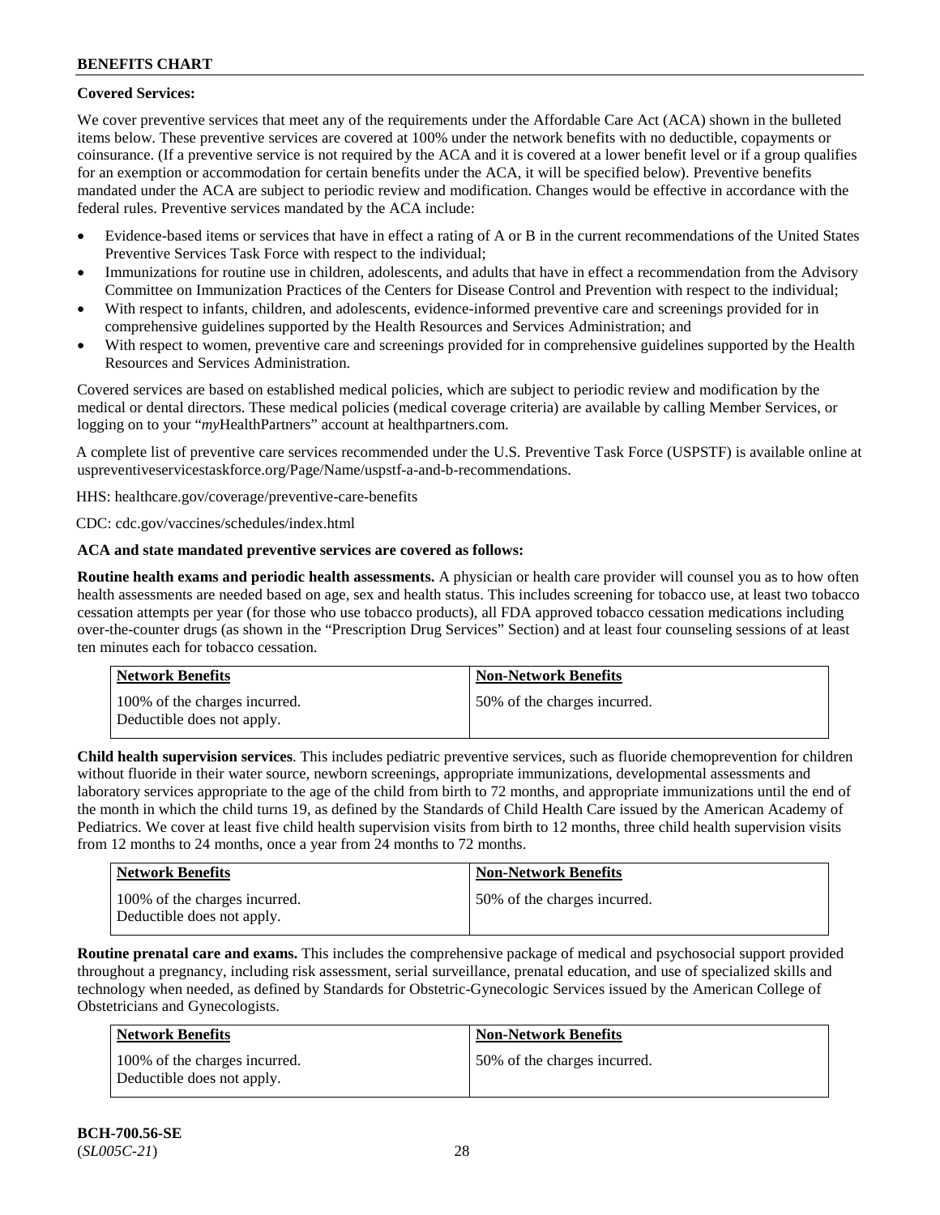**Covered Services:**

We cover preventive services that meet any of the requirements under the Affordable Care Act (ACA) shown in the bulleted items below. These preventive services are covered at 100% under the network benefits with no deductible, copayments or coinsurance. (If a preventive service is not required by the ACA and it is covered at a lower benefit level or if a group qualifies for an exemption or accommodation for certain benefits under the ACA, it will be specified below). Preventive benefits mandated under the ACA are subject to periodic review and modification. Changes would be effective in accordance with the federal rules. Preventive services mandated by the ACA include:

- Evidence-based items or services that have in effect a rating of A or B in the current recommendations of the United States Preventive Services Task Force with respect to the individual;
- Immunizations for routine use in children, adolescents, and adults that have in effect a recommendation from the Advisory Committee on Immunization Practices of the Centers for Disease Control and Prevention with respect to the individual;
- With respect to infants, children, and adolescents, evidence-informed preventive care and screenings provided for in comprehensive guidelines supported by the Health Resources and Services Administration; and
- With respect to women, preventive care and screenings provided for in comprehensive guidelines supported by the Health Resources and Services Administration.

Covered services are based on established medical policies, which are subject to periodic review and modification by the medical or dental directors. These medical policies (medical coverage criteria) are available by calling Member Services, or logging on to your "*my*HealthPartners" account at healthpartners.com.

A complete list of preventive care services recommended under the U.S. Preventive Task Force (USPSTF) is available online at uspreventiveservicestaskforce.org/Page/Name/uspstf-a-and-b-recommendations.

HHS: healthcare.gov/coverage/preventive-care-benefits

CDC: cdc.gov/vaccines/schedules/index.html

**ACA and state mandated preventive services are covered as follows:**

**Routine health exams and periodic health assessments.** A physician or health care provider will counsel you as to how often health assessments are needed based on age, sex and health status. This includes screening for tobacco use, at least two tobacco cessation attempts per year (for those who use tobacco products), all FDA approved tobacco cessation medications including over-the-counter drugs (as shown in the "Prescription Drug Services" Section) and at least four counseling sessions of at least ten minutes each for tobacco cessation.

| Network Benefits | Non-Network Benefits |
|---|---|
| 100% of the charges incurred. Deductible does not apply. | 50% of the charges incurred. |

**Child health supervision services**. This includes pediatric preventive services, such as fluoride chemoprevention for children without fluoride in their water source, newborn screenings, appropriate immunizations, developmental assessments and laboratory services appropriate to the age of the child from birth to 72 months, and appropriate immunizations until the end of the month in which the child turns 19, as defined by the Standards of Child Health Care issued by the American Academy of Pediatrics. We cover at least five child health supervision visits from birth to 12 months, three child health supervision visits from 12 months to 24 months, once a year from 24 months to 72 months.

| Network Benefits | Non-Network Benefits |
|---|---|
| 100% of the charges incurred. Deductible does not apply. | 50% of the charges incurred. |

**Routine prenatal care and exams.** This includes the comprehensive package of medical and psychosocial support provided throughout a pregnancy, including risk assessment, serial surveillance, prenatal education, and use of specialized skills and technology when needed, as defined by Standards for Obstetric-Gynecologic Services issued by the American College of Obstetricians and Gynecologists.

| Network Benefits | Non-Network Benefits |
|---|---|
| 100% of the charges incurred. Deductible does not apply. | 50% of the charges incurred. |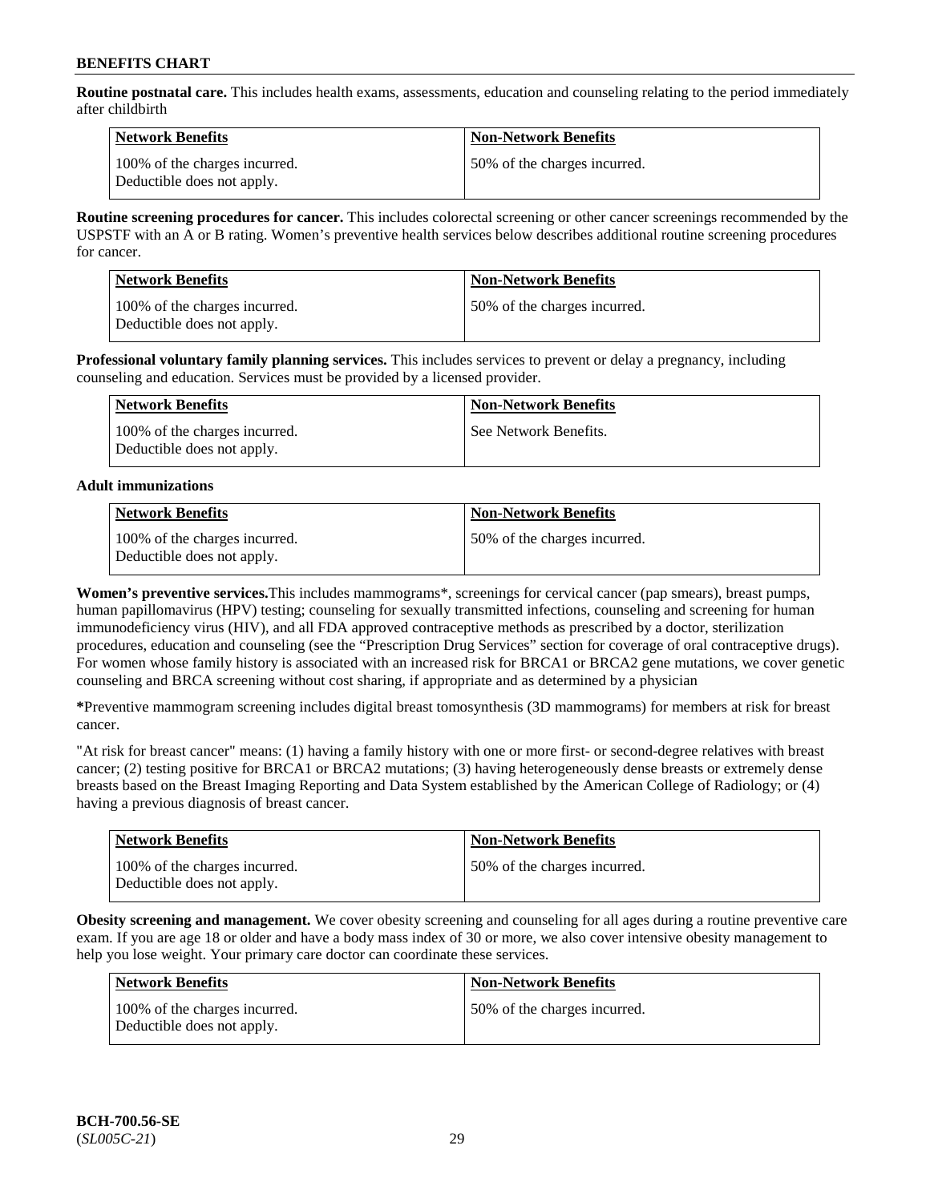**Routine postnatal care.** This includes health exams, assessments, education and counseling relating to the period immediately after childbirth

| Network Benefits | Non-Network Benefits |
|---|---|
| 100% of the charges incurred. Deductible does not apply. | 50% of the charges incurred. |

**Routine screening procedures for cancer.** This includes colorectal screening or other cancer screenings recommended by the USPSTF with an A or B rating. Women's preventive health services below describes additional routine screening procedures for cancer.

| Network Benefits | Non-Network Benefits |
|---|---|
| 100% of the charges incurred. Deductible does not apply. | 50% of the charges incurred. |

**Professional voluntary family planning services.** This includes services to prevent or delay a pregnancy, including counseling and education. Services must be provided by a licensed provider.

| Network Benefits | Non-Network Benefits |
|---|---|
| 100% of the charges incurred. Deductible does not apply. | See Network Benefits. |

**Adult immunizations**

| Network Benefits | Non-Network Benefits |
|---|---|
| 100% of the charges incurred. Deductible does not apply. | 50% of the charges incurred. |

**Women's preventive services.** This includes mammograms*, screenings for cervical cancer (pap smears), breast pumps, human papillomavirus (HPV) testing; counseling for sexually transmitted infections, counseling and screening for human immunodeficiency virus (HIV), and all FDA approved contraceptive methods as prescribed by a doctor, sterilization procedures, education and counseling (see the "Prescription Drug Services" section for coverage of oral contraceptive drugs). For women whose family history is associated with an increased risk for BRCA1 or BRCA2 gene mutations, we cover genetic counseling and BRCA screening without cost sharing, if appropriate and as determined by a physician

**\***Preventive mammogram screening includes digital breast tomosynthesis (3D mammograms) for members at risk for breast cancer.

"At risk for breast cancer" means: (1) having a family history with one or more first- or second-degree relatives with breast cancer; (2) testing positive for BRCA1 or BRCA2 mutations; (3) having heterogeneously dense breasts or extremely dense breasts based on the Breast Imaging Reporting and Data System established by the American College of Radiology; or (4) having a previous diagnosis of breast cancer.

| Network Benefits | Non-Network Benefits |
|---|---|
| 100% of the charges incurred. Deductible does not apply. | 50% of the charges incurred. |

**Obesity screening and management.** We cover obesity screening and counseling for all ages during a routine preventive care exam. If you are age 18 or older and have a body mass index of 30 or more, we also cover intensive obesity management to help you lose weight. Your primary care doctor can coordinate these services.

| Network Benefits | Non-Network Benefits |
|---|---|
| 100% of the charges incurred. Deductible does not apply. | 50% of the charges incurred. |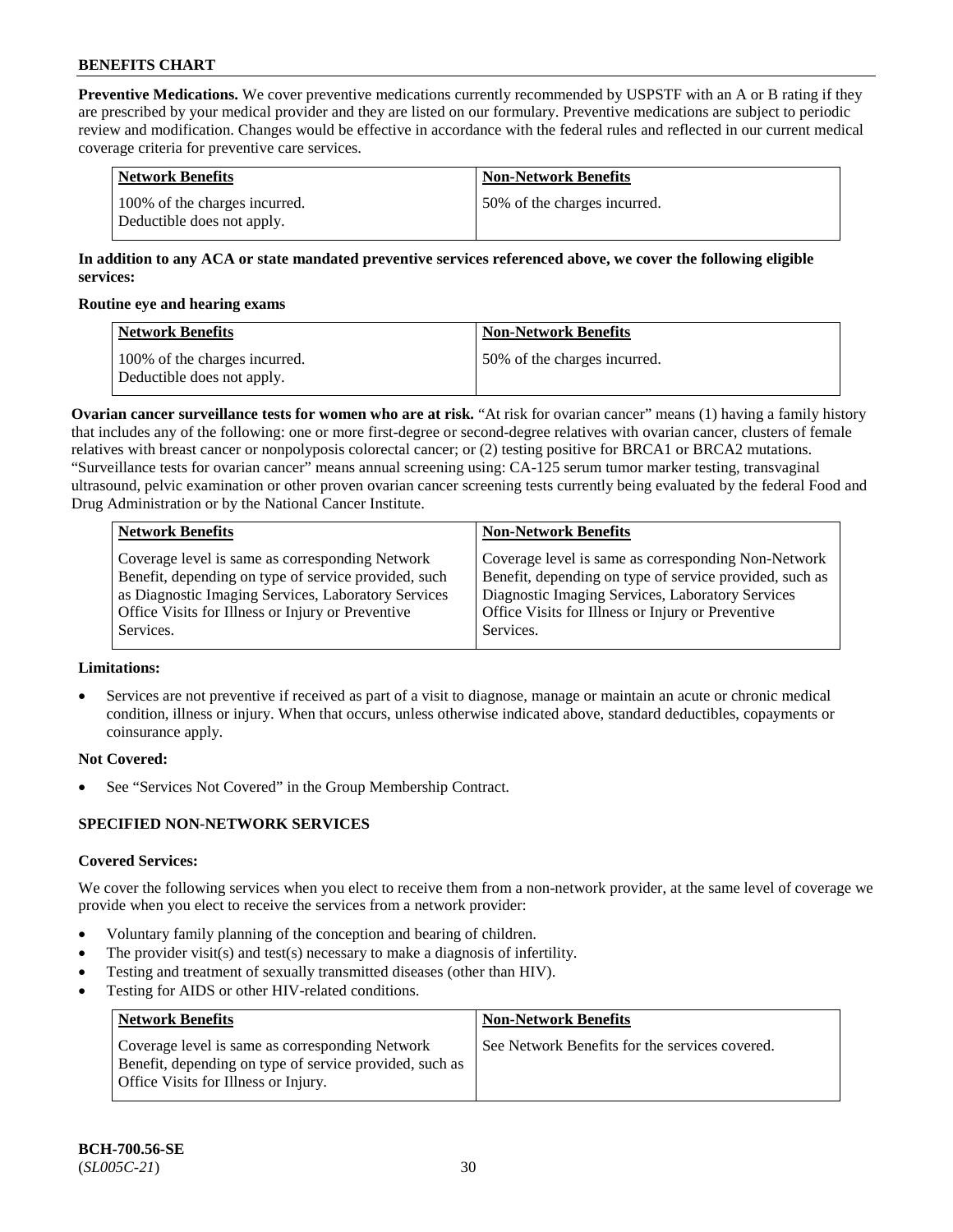**Preventive Medications.** We cover preventive medications currently recommended by USPSTF with an A or B rating if they are prescribed by your medical provider and they are listed on our formulary. Preventive medications are subject to periodic review and modification. Changes would be effective in accordance with the federal rules and reflected in our current medical coverage criteria for preventive care services.

| Network Benefits | Non-Network Benefits |
|---|---|
| 100% of the charges incurred. Deductible does not apply. | 50% of the charges incurred. |

**In addition to any ACA or state mandated preventive services referenced above, we cover the following eligible services:**

**Routine eye and hearing exams**

| Network Benefits | Non-Network Benefits |
|---|---|
| 100% of the charges incurred. Deductible does not apply. | 50% of the charges incurred. |

**Ovarian cancer surveillance tests for women who are at risk.** "At risk for ovarian cancer" means (1) having a family history that includes any of the following: one or more first-degree or second-degree relatives with ovarian cancer, clusters of female relatives with breast cancer or nonpolyposis colorectal cancer; or (2) testing positive for BRCA1 or BRCA2 mutations. "Surveillance tests for ovarian cancer" means annual screening using: CA-125 serum tumor marker testing, transvaginal ultrasound, pelvic examination or other proven ovarian cancer screening tests currently being evaluated by the federal Food and Drug Administration or by the National Cancer Institute.

| Network Benefits | Non-Network Benefits |
|---|---|
| Coverage level is same as corresponding Network Benefit, depending on type of service provided, such as Diagnostic Imaging Services, Laboratory Services Office Visits for Illness or Injury or Preventive Services. | Coverage level is same as corresponding Non-Network Benefit, depending on type of service provided, such as Diagnostic Imaging Services, Laboratory Services Office Visits for Illness or Injury or Preventive Services. |

**Limitations:**

- Services are not preventive if received as part of a visit to diagnose, manage or maintain an acute or chronic medical condition, illness or injury. When that occurs, unless otherwise indicated above, standard deductibles, copayments or coinsurance apply.

**Not Covered:**

- See "Services Not Covered" in the Group Membership Contract.

## SPECIFIED NON-NETWORK SERVICES

**Covered Services:**

We cover the following services when you elect to receive them from a non-network provider, at the same level of coverage we provide when you elect to receive the services from a network provider:

- Voluntary family planning of the conception and bearing of children.
- The provider visit(s) and test(s) necessary to make a diagnosis of infertility.
- Testing and treatment of sexually transmitted diseases (other than HIV).
- Testing for AIDS or other HIV-related conditions.

| Network Benefits | Non-Network Benefits |
|---|---|
| Coverage level is same as corresponding Network Benefit, depending on type of service provided, such as Office Visits for Illness or Injury. | See Network Benefits for the services covered. |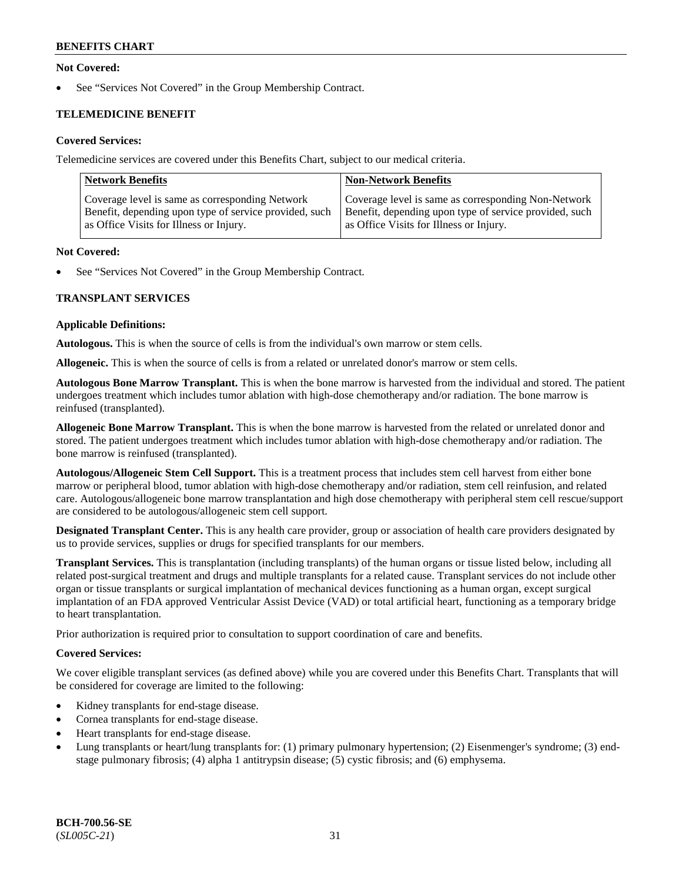**Not Covered:**

- See "Services Not Covered" in the Group Membership Contract.

**TELEMEDICINE BENEFIT**

**Covered Services:**

Telemedicine services are covered under this Benefits Chart, subject to our medical criteria.

| Network Benefits | Non-Network Benefits |
|---|---|
| Coverage level is same as corresponding Network Benefit, depending upon type of service provided, such as Office Visits for Illness or Injury. | Coverage level is same as corresponding Non-Network Benefit, depending upon type of service provided, such as Office Visits for Illness or Injury. |

**Not Covered:**

- See "Services Not Covered" in the Group Membership Contract.

**TRANSPLANT SERVICES**

**Applicable Definitions:**

**Autologous.** This is when the source of cells is from the individual's own marrow or stem cells.

**Allogeneic.** This is when the source of cells is from a related or unrelated donor's marrow or stem cells.

**Autologous Bone Marrow Transplant.** This is when the bone marrow is harvested from the individual and stored. The patient undergoes treatment which includes tumor ablation with high-dose chemotherapy and/or radiation. The bone marrow is reinfused (transplanted).

**Allogeneic Bone Marrow Transplant.** This is when the bone marrow is harvested from the related or unrelated donor and stored. The patient undergoes treatment which includes tumor ablation with high-dose chemotherapy and/or radiation. The bone marrow is reinfused (transplanted).

**Autologous/Allogeneic Stem Cell Support.** This is a treatment process that includes stem cell harvest from either bone marrow or peripheral blood, tumor ablation with high-dose chemotherapy and/or radiation, stem cell reinfusion, and related care. Autologous/allogeneic bone marrow transplantation and high dose chemotherapy with peripheral stem cell rescue/support are considered to be autologous/allogeneic stem cell support.

**Designated Transplant Center.** This is any health care provider, group or association of health care providers designated by us to provide services, supplies or drugs for specified transplants for our members.

**Transplant Services.** This is transplantation (including transplants) of the human organs or tissue listed below, including all related post-surgical treatment and drugs and multiple transplants for a related cause. Transplant services do not include other organ or tissue transplants or surgical implantation of mechanical devices functioning as a human organ, except surgical implantation of an FDA approved Ventricular Assist Device (VAD) or total artificial heart, functioning as a temporary bridge to heart transplantation.

Prior authorization is required prior to consultation to support coordination of care and benefits.

**Covered Services:**

We cover eligible transplant services (as defined above) while you are covered under this Benefits Chart. Transplants that will be considered for coverage are limited to the following:

- Kidney transplants for end-stage disease.
- Cornea transplants for end-stage disease.
- Heart transplants for end-stage disease.
- Lung transplants or heart/lung transplants for: (1) primary pulmonary hypertension; (2) Eisenmenger's syndrome; (3) end-stage pulmonary fibrosis; (4) alpha 1 antitrypsin disease; (5) cystic fibrosis; and (6) emphysema.

**BCH-700.56-SE**
(*SL005C-21*)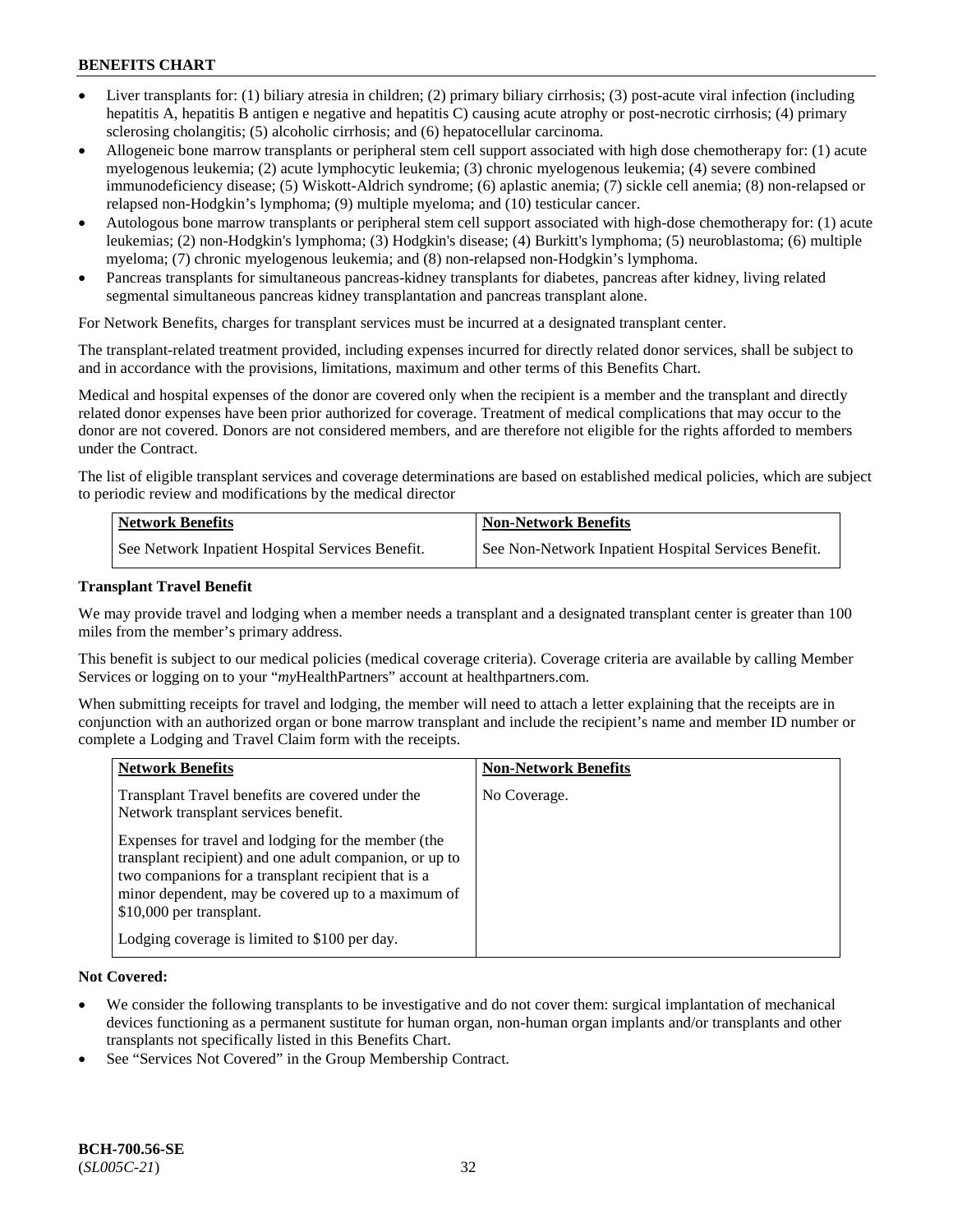- Liver transplants for: (1) biliary atresia in children; (2) primary biliary cirrhosis; (3) post-acute viral infection (including hepatitis A, hepatitis B antigen e negative and hepatitis C) causing acute atrophy or post-necrotic cirrhosis; (4) primary sclerosing cholangitis; (5) alcoholic cirrhosis; and (6) hepatocellular carcinoma.
- Allogeneic bone marrow transplants or peripheral stem cell support associated with high dose chemotherapy for: (1) acute myelogenous leukemia; (2) acute lymphocytic leukemia; (3) chronic myelogenous leukemia; (4) severe combined immunodeficiency disease; (5) Wiskott-Aldrich syndrome; (6) aplastic anemia; (7) sickle cell anemia; (8) non-relapsed or relapsed non-Hodgkin's lymphoma; (9) multiple myeloma; and (10) testicular cancer.
- Autologous bone marrow transplants or peripheral stem cell support associated with high-dose chemotherapy for: (1) acute leukemias; (2) non-Hodgkin's lymphoma; (3) Hodgkin's disease; (4) Burkitt's lymphoma; (5) neuroblastoma; (6) multiple myeloma; (7) chronic myelogenous leukemia; and (8) non-relapsed non-Hodgkin's lymphoma.
- Pancreas transplants for simultaneous pancreas-kidney transplants for diabetes, pancreas after kidney, living related segmental simultaneous pancreas kidney transplantation and pancreas transplant alone.

For Network Benefits, charges for transplant services must be incurred at a designated transplant center.

The transplant-related treatment provided, including expenses incurred for directly related donor services, shall be subject to and in accordance with the provisions, limitations, maximum and other terms of this Benefits Chart.

Medical and hospital expenses of the donor are covered only when the recipient is a member and the transplant and directly related donor expenses have been prior authorized for coverage. Treatment of medical complications that may occur to the donor are not covered. Donors are not considered members, and are therefore not eligible for the rights afforded to members under the Contract.

The list of eligible transplant services and coverage determinations are based on established medical policies, which are subject to periodic review and modifications by the medical director

| Network Benefits | Non-Network Benefits |
|---|---|
| See Network Inpatient Hospital Services Benefit. | See Non-Network Inpatient Hospital Services Benefit. |

**Transplant Travel Benefit**

We may provide travel and lodging when a member needs a transplant and a designated transplant center is greater than 100 miles from the member's primary address.

This benefit is subject to our medical policies (medical coverage criteria). Coverage criteria are available by calling Member Services or logging on to your "*my*HealthPartners" account at healthpartners.com.

When submitting receipts for travel and lodging, the member will need to attach a letter explaining that the receipts are in conjunction with an authorized organ or bone marrow transplant and include the recipient's name and member ID number or complete a Lodging and Travel Claim form with the receipts.

| Network Benefits | Non-Network Benefits |
|---|---|
| Transplant Travel benefits are covered under the Network transplant services benefit.<br><br>Expenses for travel and lodging for the member (the transplant recipient) and one adult companion, or up to two companions for a transplant recipient that is a minor dependent, may be covered up to a maximum of $10,000 per transplant.<br><br>Lodging coverage is limited to $100 per day. | No Coverage. |

**Not Covered:**

- We consider the following transplants to be investigative and do not cover them: surgical implantation of mechanical devices functioning as a permanent sustitute for human organ, non-human organ implants and/or transplants and other transplants not specifically listed in this Benefits Chart.
- See "Services Not Covered" in the Group Membership Contract.